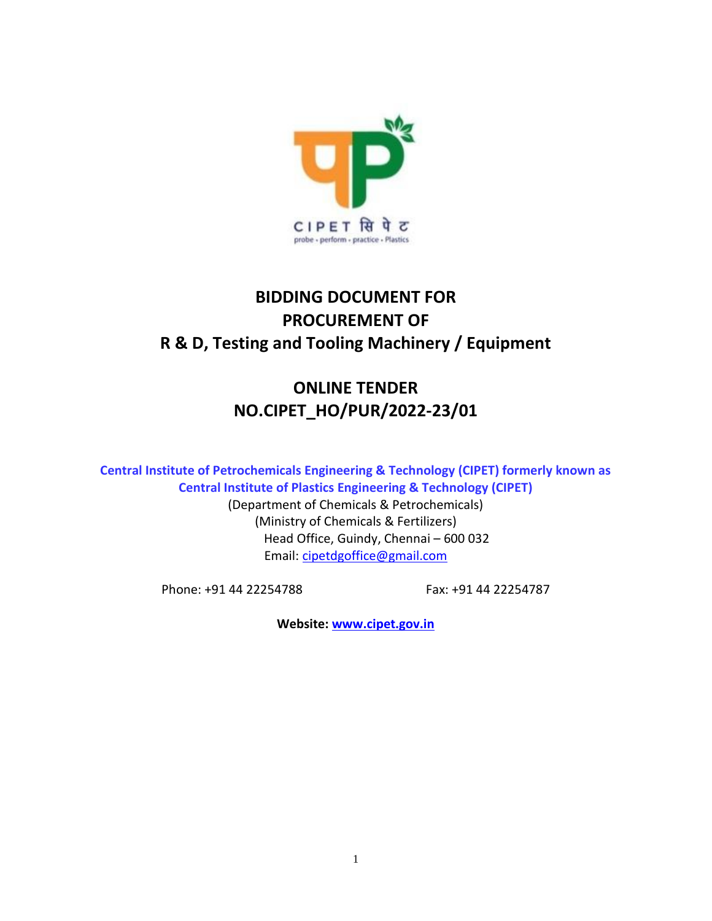# BIDDING DOCUMENT FOR PROCUREMENT OF R & D, Testing and Tooling Machinery / Equipment

## ONLINE TENDER NO.CIPET_HO/PUR/2022-23/01

**Central Institute of Petrochemicals Engineering & Technology (CIPET) formerly known as Central Institute of Plastics Engineering & Technology (CIPET)**

(Department of Chemicals & Petrochemicals)

(Ministry of Chemicals & Fertilizers)

Head Office, Guindy, Chennai – 600 032

Email: cipetdgoffice@gmail.com

Phone: +91 44 22254788 Fax: +91 44 22254787

**Website: www.cipet.gov.in**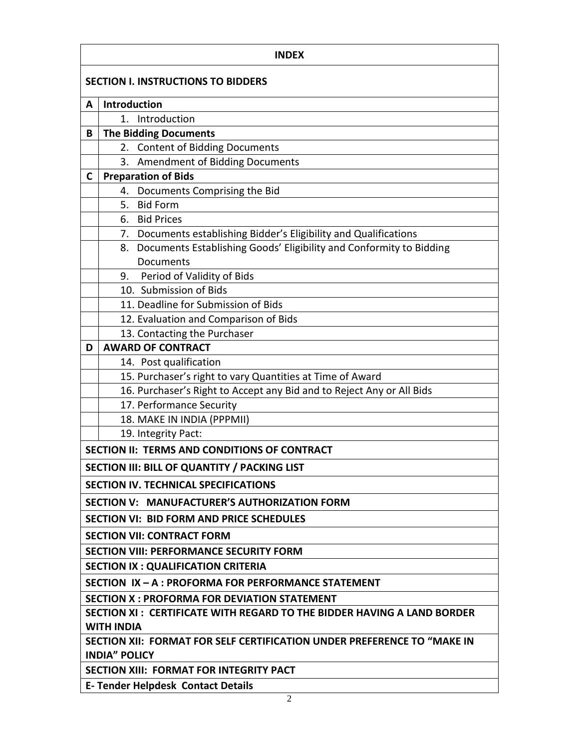| INDEX | |
|---|---|
| **SECTION I. INSTRUCTIONS TO BIDDERS** | |
| **A** | **Introduction** |
| | 1. Introduction |
| **B** | **The Bidding Documents** |
| | 2. Content of Bidding Documents |
| | 3. Amendment of Bidding Documents |
| **C** | **Preparation of Bids** |
| | 4. Documents Comprising the Bid |
| | 5. Bid Form |
| | 6. Bid Prices |
| | 7. Documents establishing Bidder's Eligibility and Qualifications |
| | 8. Documents Establishing Goods' Eligibility and Conformity to Bidding Documents |
| | 9. Period of Validity of Bids |
| | 10. Submission of Bids |
| | 11. Deadline for Submission of Bids |
| | 12. Evaluation and Comparison of Bids |
| | 13. Contacting the Purchaser |
| **D** | **AWARD OF CONTRACT** |
| | 14. Post qualification |
| | 15. Purchaser's right to vary Quantities at Time of Award |
| | 16. Purchaser's Right to Accept any Bid and to Reject Any or All Bids |
| | 17. Performance Security |
| | 18. MAKE IN INDIA (PPPMII) |
| | 19. Integrity Pact: |
| **SECTION II: TERMS AND CONDITIONS OF CONTRACT** | |
| **SECTION III: BILL OF QUANTITY / PACKING LIST** | |
| **SECTION IV. TECHNICAL SPECIFICATIONS** | |
| **SECTION V: MANUFACTURER'S AUTHORIZATION FORM** | |
| **SECTION VI: BID FORM AND PRICE SCHEDULES** | |
| **SECTION VII: CONTRACT FORM** | |
| **SECTION VIII: PERFORMANCE SECURITY FORM** | |
| **SECTION IX : QUALIFICATION CRITERIA** | |
| **SECTION IX – A : PROFORMA FOR PERFORMANCE STATEMENT** | |
| **SECTION X : PROFORMA FOR DEVIATION STATEMENT** | |
| **SECTION XI : CERTIFICATE WITH REGARD TO THE BIDDER HAVING A LAND BORDER WITH INDIA** | |
| **SECTION XII: FORMAT FOR SELF CERTIFICATION UNDER PREFERENCE TO "MAKE IN INDIA" POLICY** | |
| **SECTION XIII: FORMAT FOR INTEGRITY PACT** | |
| **E- Tender Helpdesk Contact Details** | |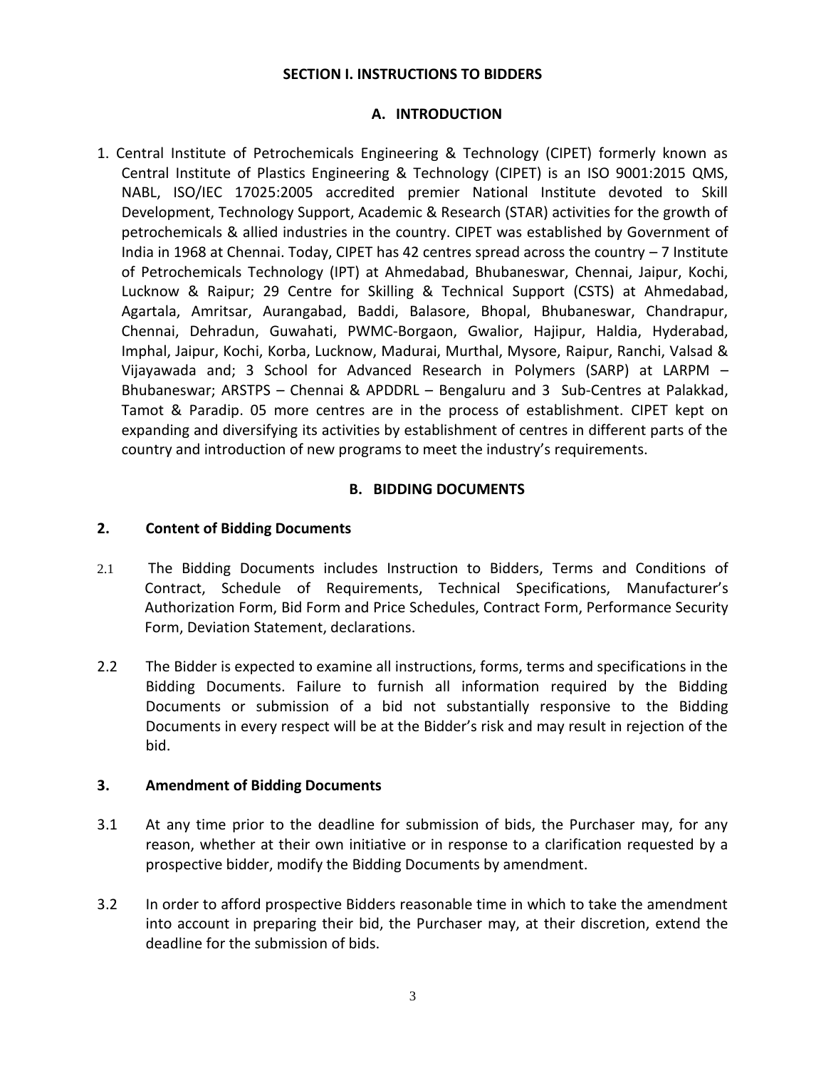# SECTION I. INSTRUCTIONS TO BIDDERS

## A. INTRODUCTION

1. Central Institute of Petrochemicals Engineering & Technology (CIPET) formerly known as Central Institute of Plastics Engineering & Technology (CIPET) is an ISO 9001:2015 QMS, NABL, ISO/IEC 17025:2005 accredited premier National Institute devoted to Skill Development, Technology Support, Academic & Research (STAR) activities for the growth of petrochemicals & allied industries in the country. CIPET was established by Government of India in 1968 at Chennai. Today, CIPET has 42 centres spread across the country – 7 Institute of Petrochemicals Technology (IPT) at Ahmedabad, Bhubaneswar, Chennai, Jaipur, Kochi, Lucknow & Raipur; 29 Centre for Skilling & Technical Support (CSTS) at Ahmedabad, Agartala, Amritsar, Aurangabad, Baddi, Balasore, Bhopal, Bhubaneswar, Chandrapur, Chennai, Dehradun, Guwahati, PWMC-Borgaon, Gwalior, Hajipur, Haldia, Hyderabad, Imphal, Jaipur, Kochi, Korba, Lucknow, Madurai, Murthal, Mysore, Raipur, Ranchi, Valsad & Vijayawada and; 3 School for Advanced Research in Polymers (SARP) at LARPM – Bhubaneswar; ARSTPS – Chennai & APDDRL – Bengaluru and 3 Sub-Centres at Palakkad, Tamot & Paradip. 05 more centres are in the process of establishment. CIPET kept on expanding and diversifying its activities by establishment of centres in different parts of the country and introduction of new programs to meet the industry's requirements.

## B. BIDDING DOCUMENTS

### 2. Content of Bidding Documents

2.1 The Bidding Documents includes Instruction to Bidders, Terms and Conditions of Contract, Schedule of Requirements, Technical Specifications, Manufacturer's Authorization Form, Bid Form and Price Schedules, Contract Form, Performance Security Form, Deviation Statement, declarations.

2.2 The Bidder is expected to examine all instructions, forms, terms and specifications in the Bidding Documents. Failure to furnish all information required by the Bidding Documents or submission of a bid not substantially responsive to the Bidding Documents in every respect will be at the Bidder's risk and may result in rejection of the bid.

### 3. Amendment of Bidding Documents

3.1 At any time prior to the deadline for submission of bids, the Purchaser may, for any reason, whether at their own initiative or in response to a clarification requested by a prospective bidder, modify the Bidding Documents by amendment.

3.2 In order to afford prospective Bidders reasonable time in which to take the amendment into account in preparing their bid, the Purchaser may, at their discretion, extend the deadline for the submission of bids.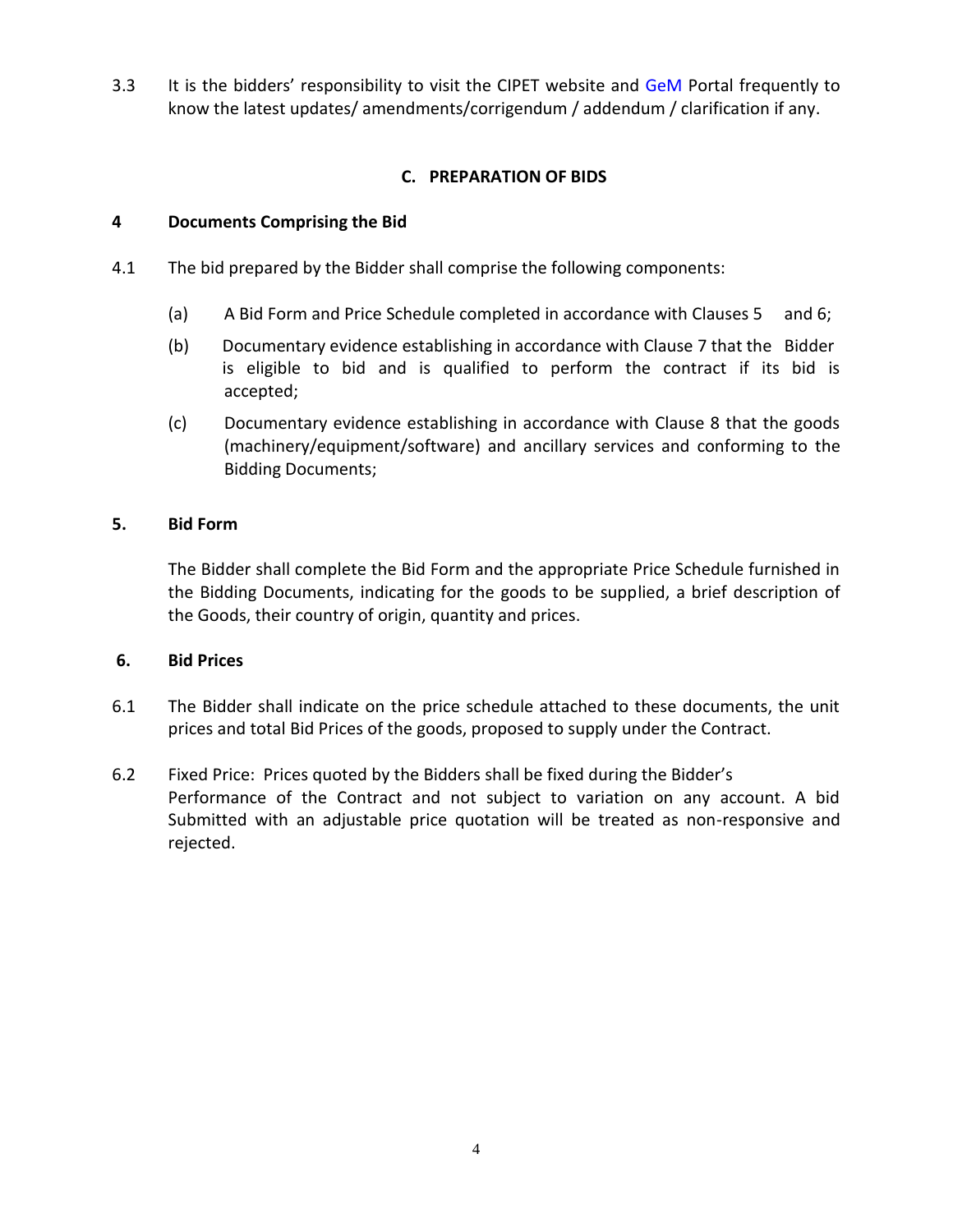3.3 It is the bidders' responsibility to visit the CIPET website and GeM Portal frequently to know the latest updates/ amendments/corrigendum / addendum / clarification if any.

## C. PREPARATION OF BIDS

### 4 Documents Comprising the Bid

4.1 The bid prepared by the Bidder shall comprise the following components:

(a) A Bid Form and Price Schedule completed in accordance with Clauses 5 and 6;

(b) Documentary evidence establishing in accordance with Clause 7 that the Bidder is eligible to bid and is qualified to perform the contract if its bid is accepted;

(c) Documentary evidence establishing in accordance with Clause 8 that the goods (machinery/equipment/software) and ancillary services and conforming to the Bidding Documents;

### 5. Bid Form

The Bidder shall complete the Bid Form and the appropriate Price Schedule furnished in the Bidding Documents, indicating for the goods to be supplied, a brief description of the Goods, their country of origin, quantity and prices.

### 6. Bid Prices

6.1 The Bidder shall indicate on the price schedule attached to these documents, the unit prices and total Bid Prices of the goods, proposed to supply under the Contract.

6.2 Fixed Price: Prices quoted by the Bidders shall be fixed during the Bidder's Performance of the Contract and not subject to variation on any account. A bid Submitted with an adjustable price quotation will be treated as non-responsive and rejected.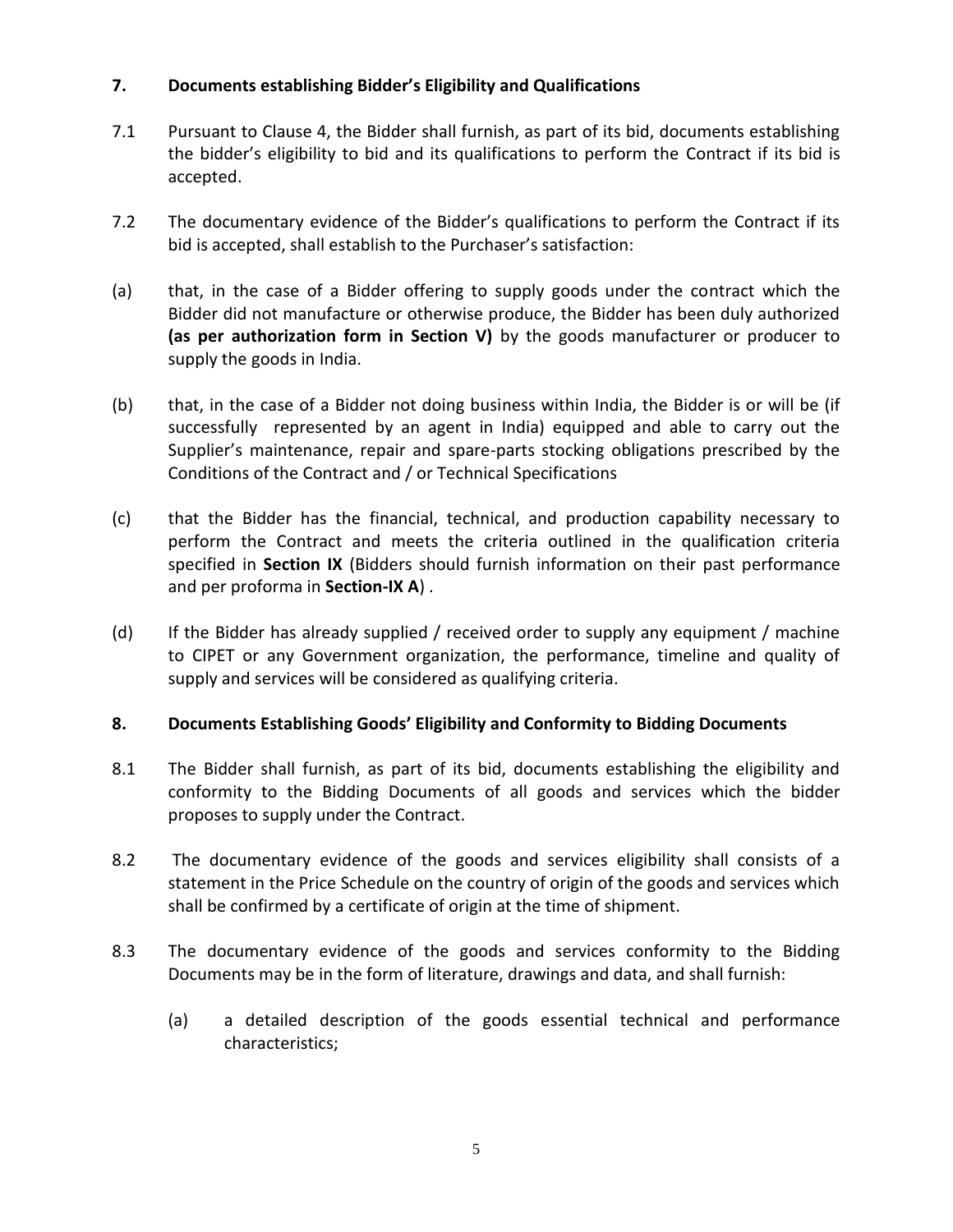## 7. Documents establishing Bidder's Eligibility and Qualifications

7.1 Pursuant to Clause 4, the Bidder shall furnish, as part of its bid, documents establishing the bidder's eligibility to bid and its qualifications to perform the Contract if its bid is accepted.

7.2 The documentary evidence of the Bidder's qualifications to perform the Contract if its bid is accepted, shall establish to the Purchaser's satisfaction:

(a) that, in the case of a Bidder offering to supply goods under the contract which the Bidder did not manufacture or otherwise produce, the Bidder has been duly authorized **(as per authorization form in Section V)** by the goods manufacturer or producer to supply the goods in India.

(b) that, in the case of a Bidder not doing business within India, the Bidder is or will be (if successfully represented by an agent in India) equipped and able to carry out the Supplier's maintenance, repair and spare-parts stocking obligations prescribed by the Conditions of the Contract and / or Technical Specifications

(c) that the Bidder has the financial, technical, and production capability necessary to perform the Contract and meets the criteria outlined in the qualification criteria specified in **Section IX** (Bidders should furnish information on their past performance and per proforma in **Section-IX A**) .

(d) If the Bidder has already supplied / received order to supply any equipment / machine to CIPET or any Government organization, the performance, timeline and quality of supply and services will be considered as qualifying criteria.

## 8. Documents Establishing Goods' Eligibility and Conformity to Bidding Documents

8.1 The Bidder shall furnish, as part of its bid, documents establishing the eligibility and conformity to the Bidding Documents of all goods and services which the bidder proposes to supply under the Contract.

8.2 The documentary evidence of the goods and services eligibility shall consists of a statement in the Price Schedule on the country of origin of the goods and services which shall be confirmed by a certificate of origin at the time of shipment.

8.3 The documentary evidence of the goods and services conformity to the Bidding Documents may be in the form of literature, drawings and data, and shall furnish:

(a) a detailed description of the goods essential technical and performance characteristics;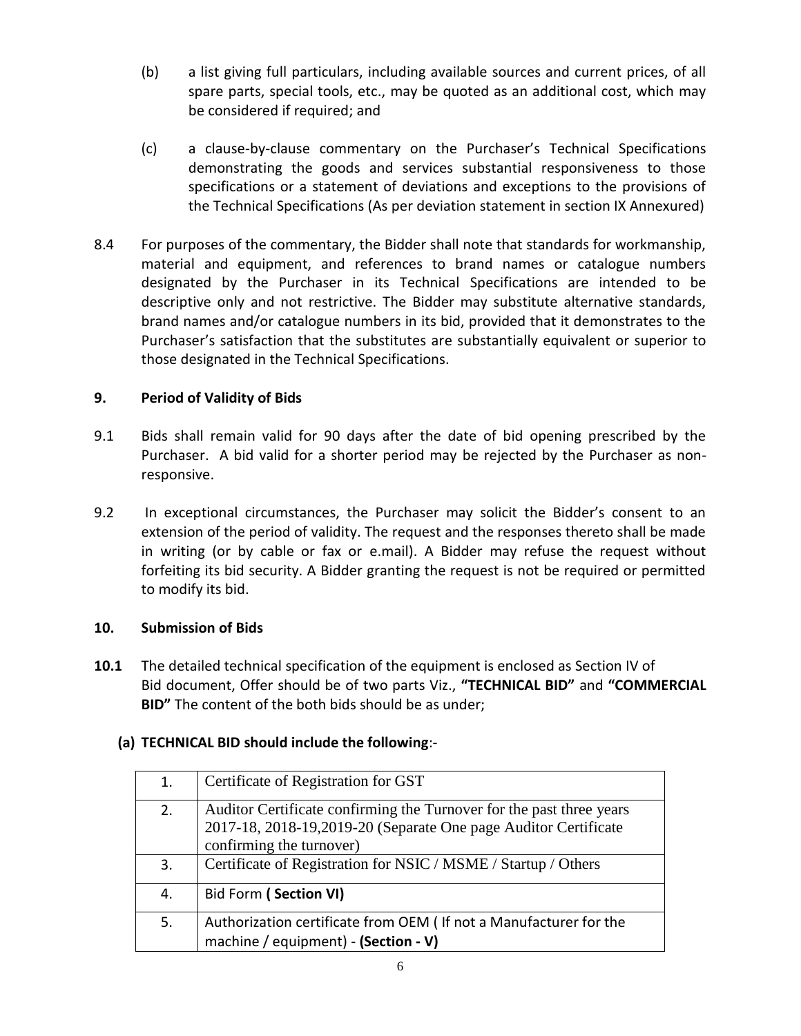(b) a list giving full particulars, including available sources and current prices, of all spare parts, special tools, etc., may be quoted as an additional cost, which may be considered if required; and

(c) a clause-by-clause commentary on the Purchaser's Technical Specifications demonstrating the goods and services substantial responsiveness to those specifications or a statement of deviations and exceptions to the provisions of the Technical Specifications (As per deviation statement in section IX Annexured)

8.4 For purposes of the commentary, the Bidder shall note that standards for workmanship, material and equipment, and references to brand names or catalogue numbers designated by the Purchaser in its Technical Specifications are intended to be descriptive only and not restrictive. The Bidder may substitute alternative standards, brand names and/or catalogue numbers in its bid, provided that it demonstrates to the Purchaser's satisfaction that the substitutes are substantially equivalent or superior to those designated in the Technical Specifications.

## 9. Period of Validity of Bids

9.1 Bids shall remain valid for 90 days after the date of bid opening prescribed by the Purchaser. A bid valid for a shorter period may be rejected by the Purchaser as non-responsive.

9.2 In exceptional circumstances, the Purchaser may solicit the Bidder's consent to an extension of the period of validity. The request and the responses thereto shall be made in writing (or by cable or fax or e.mail). A Bidder may refuse the request without forfeiting its bid security. A Bidder granting the request is not be required or permitted to modify its bid.

## 10. Submission of Bids

**10.1** The detailed technical specification of the equipment is enclosed as Section IV of Bid document, Offer should be of two parts Viz., **"TECHNICAL BID"** and **"COMMERCIAL BID"** The content of the both bids should be as under;

**(a) TECHNICAL BID should include the following**:-

| | |
|---|---|
| 1. | Certificate of Registration for GST |
| 2. | Auditor Certificate confirming the Turnover for the past three years 2017-18, 2018-19,2019-20 (Separate One page Auditor Certificate confirming the turnover) |
| 3. | Certificate of Registration for NSIC / MSME / Startup / Others |
| 4. | Bid Form **( Section VI)** |
| 5. | Authorization certificate from OEM ( If not a Manufacturer for the machine / equipment) - **(Section - V)** |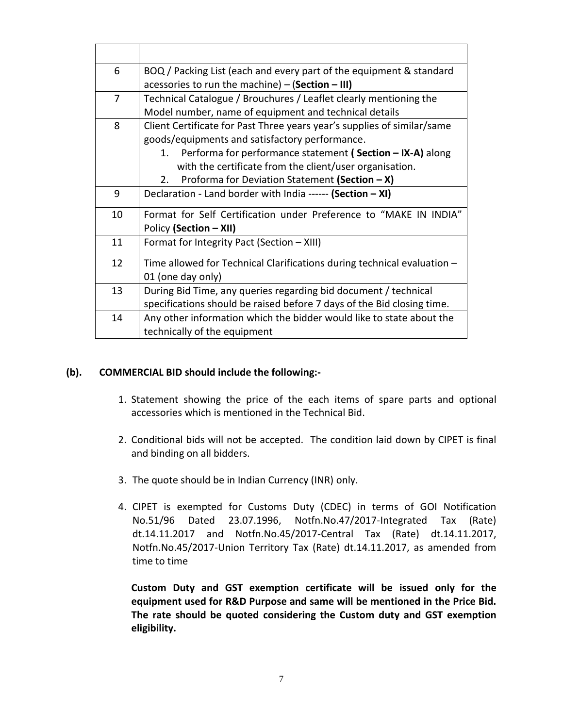| | |
|---|---|
| 6 | BOQ / Packing List (each and every part of the equipment & standard acessories to run the machine) – (**Section – III)** |
| 7 | Technical Catalogue / Brouchures / Leaflet clearly mentioning the Model number, name of equipment and technical details |
| 8 | Client Certificate for Past Three years year's supplies of similar/same goods/equipments and satisfactory performance.<br>1. Performa for performance statement **( Section – IX-A)** along with the certificate from the client/user organisation.<br>2. Proforma for Deviation Statement **(Section – X)** |
| 9 | Declaration - Land border with India ------ **(Section – XI)** |
| 10 | Format for Self Certification under Preference to "MAKE IN INDIA" Policy **(Section – XII)** |
| 11 | Format for Integrity Pact (Section – XIII) |
| 12 | Time allowed for Technical Clarifications during technical evaluation – 01 (one day only) |
| 13 | During Bid Time, any queries regarding bid document / technical specifications should be raised before 7 days of the Bid closing time. |
| 14 | Any other information which the bidder would like to state about the technically of the equipment |

**(b). COMMERCIAL BID should include the following:-**

1. Statement showing the price of the each items of spare parts and optional accessories which is mentioned in the Technical Bid.

2. Conditional bids will not be accepted. The condition laid down by CIPET is final and binding on all bidders.

3. The quote should be in Indian Currency (INR) only.

4. CIPET is exempted for Customs Duty (CDEC) in terms of GOI Notification No.51/96 Dated 23.07.1996, Notfn.No.47/2017-Integrated Tax (Rate) dt.14.11.2017 and Notfn.No.45/2017-Central Tax (Rate) dt.14.11.2017, Notfn.No.45/2017-Union Territory Tax (Rate) dt.14.11.2017, as amended from time to time

   **Custom Duty and GST exemption certificate will be issued only for the equipment used for R&D Purpose and same will be mentioned in the Price Bid. The rate should be quoted considering the Custom duty and GST exemption eligibility.**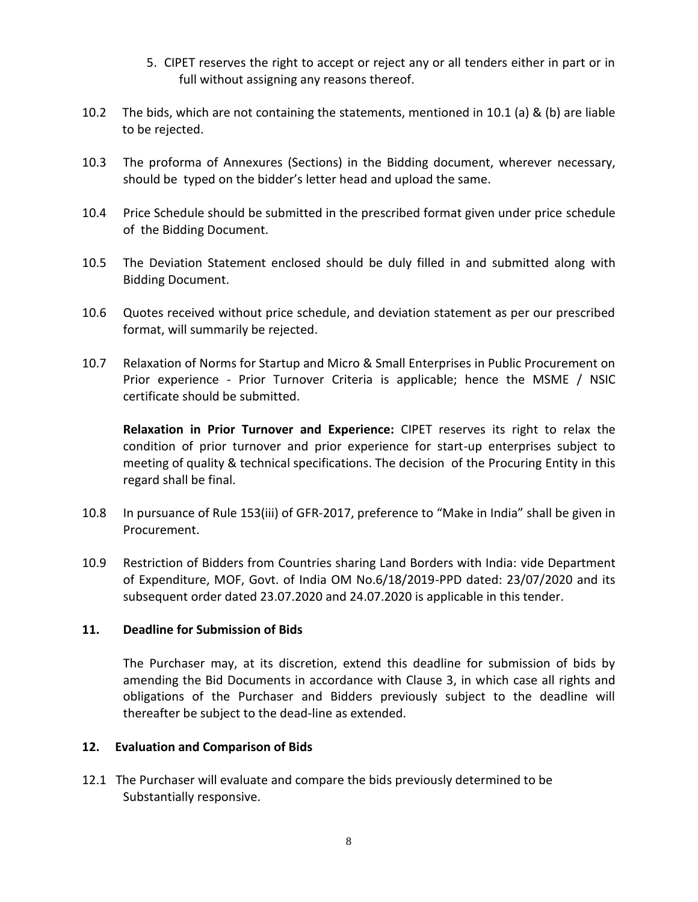5. CIPET reserves the right to accept or reject any or all tenders either in part or in full without assigning any reasons thereof.

10.2 The bids, which are not containing the statements, mentioned in 10.1 (a) & (b) are liable to be rejected.

10.3 The proforma of Annexures (Sections) in the Bidding document, wherever necessary, should be typed on the bidder's letter head and upload the same.

10.4 Price Schedule should be submitted in the prescribed format given under price schedule of the Bidding Document.

10.5 The Deviation Statement enclosed should be duly filled in and submitted along with Bidding Document.

10.6 Quotes received without price schedule, and deviation statement as per our prescribed format, will summarily be rejected.

10.7 Relaxation of Norms for Startup and Micro & Small Enterprises in Public Procurement on Prior experience - Prior Turnover Criteria is applicable; hence the MSME / NSIC certificate should be submitted.

**Relaxation in Prior Turnover and Experience:** CIPET reserves its right to relax the condition of prior turnover and prior experience for start-up enterprises subject to meeting of quality & technical specifications. The decision of the Procuring Entity in this regard shall be final.

10.8 In pursuance of Rule 153(iii) of GFR-2017, preference to "Make in India" shall be given in Procurement.

10.9 Restriction of Bidders from Countries sharing Land Borders with India: vide Department of Expenditure, MOF, Govt. of India OM No.6/18/2019-PPD dated: 23/07/2020 and its subsequent order dated 23.07.2020 and 24.07.2020 is applicable in this tender.

## 11. Deadline for Submission of Bids

The Purchaser may, at its discretion, extend this deadline for submission of bids by amending the Bid Documents in accordance with Clause 3, in which case all rights and obligations of the Purchaser and Bidders previously subject to the deadline will thereafter be subject to the dead-line as extended.

## 12. Evaluation and Comparison of Bids

12.1 The Purchaser will evaluate and compare the bids previously determined to be Substantially responsive.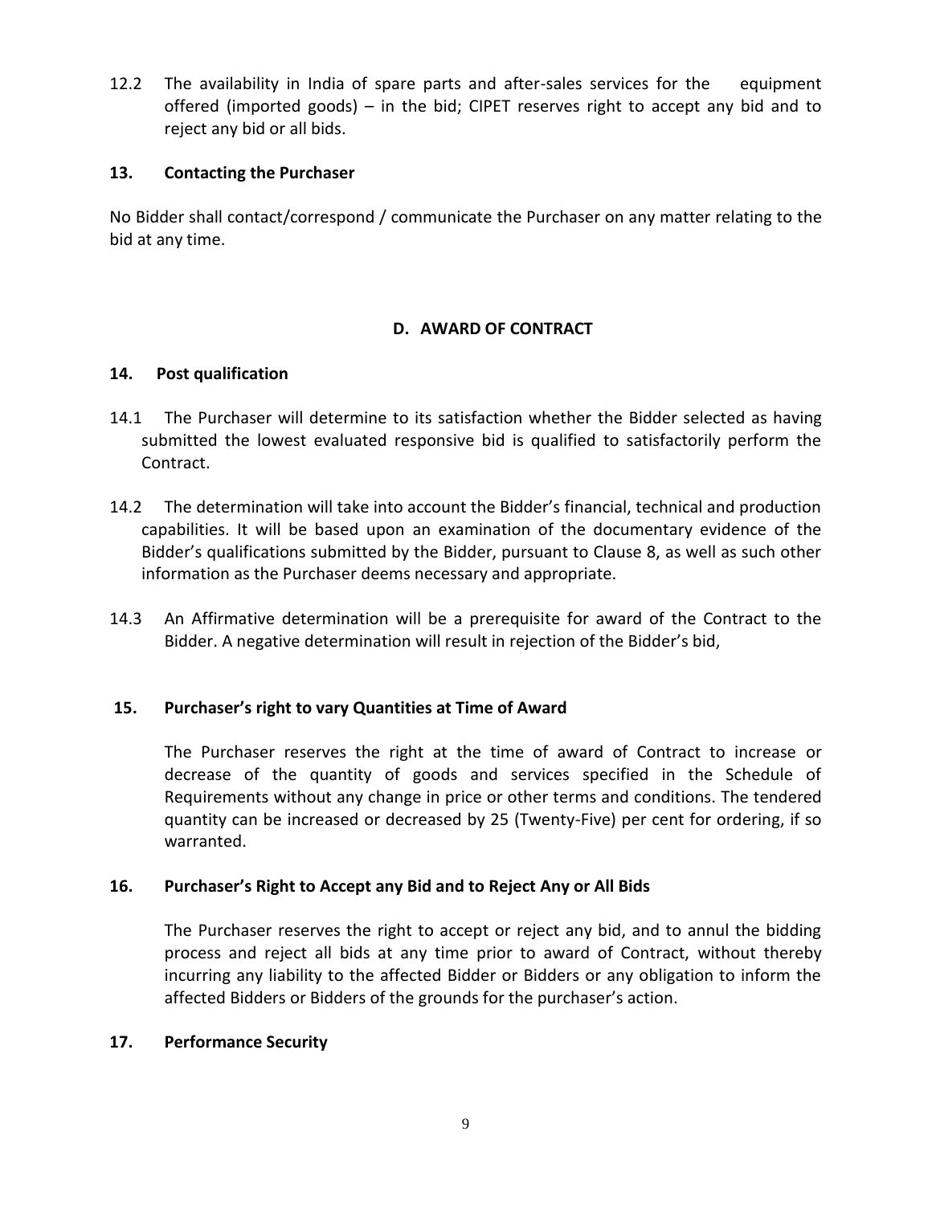12.2 The availability in India of spare parts and after-sales services for the equipment offered (imported goods) – in the bid; CIPET reserves right to accept any bid and to reject any bid or all bids.

**13. Contacting the Purchaser**

No Bidder shall contact/correspond / communicate the Purchaser on any matter relating to the bid at any time.

## D. AWARD OF CONTRACT

**14. Post qualification**

14.1 The Purchaser will determine to its satisfaction whether the Bidder selected as having submitted the lowest evaluated responsive bid is qualified to satisfactorily perform the Contract.

14.2 The determination will take into account the Bidder's financial, technical and production capabilities. It will be based upon an examination of the documentary evidence of the Bidder's qualifications submitted by the Bidder, pursuant to Clause 8, as well as such other information as the Purchaser deems necessary and appropriate.

14.3 An Affirmative determination will be a prerequisite for award of the Contract to the Bidder. A negative determination will result in rejection of the Bidder's bid,

**15. Purchaser's right to vary Quantities at Time of Award**

The Purchaser reserves the right at the time of award of Contract to increase or decrease of the quantity of goods and services specified in the Schedule of Requirements without any change in price or other terms and conditions. The tendered quantity can be increased or decreased by 25 (Twenty-Five) per cent for ordering, if so warranted.

**16. Purchaser's Right to Accept any Bid and to Reject Any or All Bids**

The Purchaser reserves the right to accept or reject any bid, and to annul the bidding process and reject all bids at any time prior to award of Contract, without thereby incurring any liability to the affected Bidder or Bidders or any obligation to inform the affected Bidders or Bidders of the grounds for the purchaser's action.

**17. Performance Security**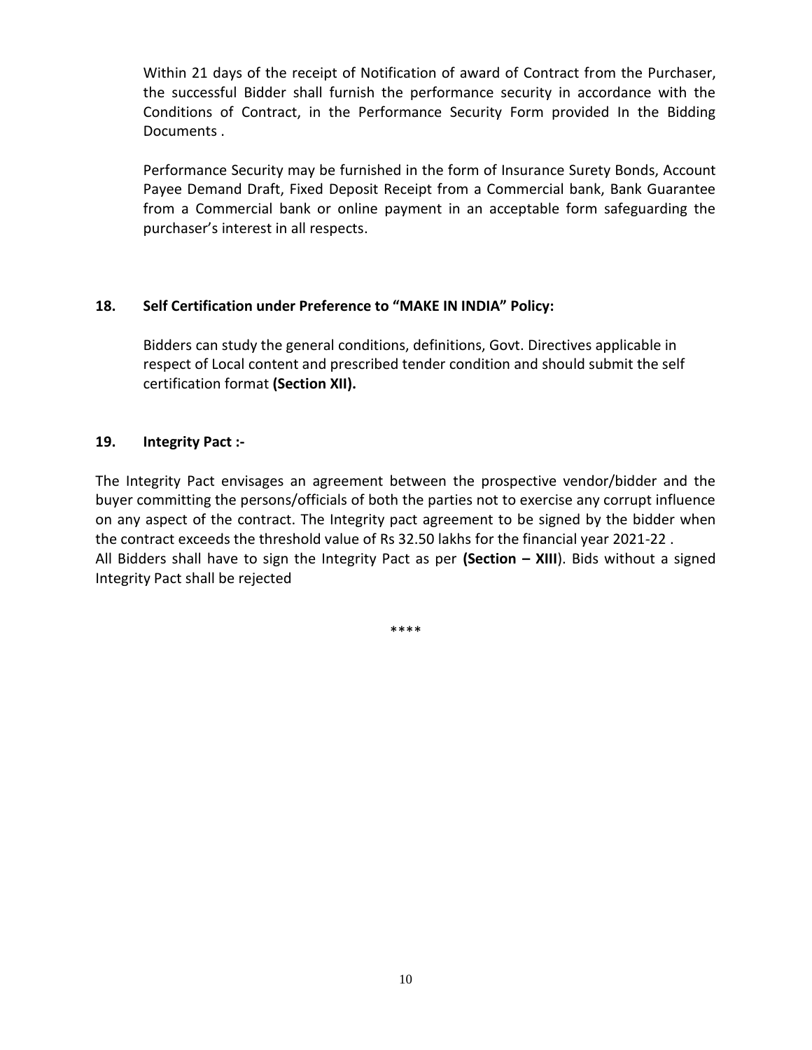Within 21 days of the receipt of Notification of award of Contract from the Purchaser, the successful Bidder shall furnish the performance security in accordance with the Conditions of Contract, in the Performance Security Form provided In the Bidding Documents .

Performance Security may be furnished in the form of Insurance Surety Bonds, Account Payee Demand Draft, Fixed Deposit Receipt from a Commercial bank, Bank Guarantee from a Commercial bank or online payment in an acceptable form safeguarding the purchaser's interest in all respects.

**18. Self Certification under Preference to "MAKE IN INDIA" Policy:**

Bidders can study the general conditions, definitions, Govt. Directives applicable in respect of Local content and prescribed tender condition and should submit the self certification format **(Section XII).**

**19. Integrity Pact :-**

The Integrity Pact envisages an agreement between the prospective vendor/bidder and the buyer committing the persons/officials of both the parties not to exercise any corrupt influence on any aspect of the contract. The Integrity pact agreement to be signed by the bidder when the contract exceeds the threshold value of Rs 32.50 lakhs for the financial year 2021-22 .
All Bidders shall have to sign the Integrity Pact as per **(Section – XIII**). Bids without a signed Integrity Pact shall be rejected

****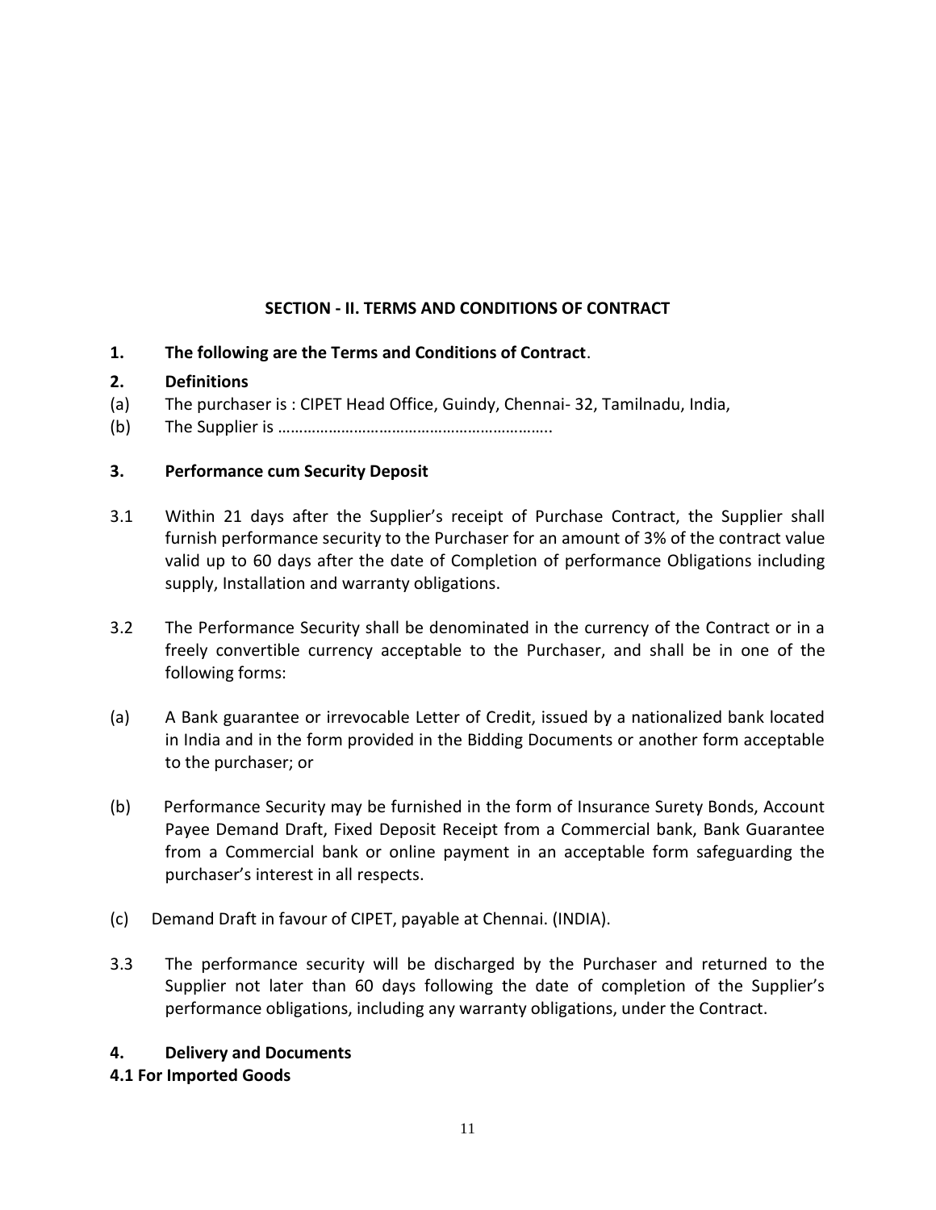## SECTION - II. TERMS AND CONDITIONS OF CONTRACT

**1. The following are the Terms and Conditions of Contract**.

**2. Definitions**

(a) The purchaser is : CIPET Head Office, Guindy, Chennai- 32, Tamilnadu, India,

(b) The Supplier is ……………………………………………………..

**3. Performance cum Security Deposit**

3.1 Within 21 days after the Supplier's receipt of Purchase Contract, the Supplier shall furnish performance security to the Purchaser for an amount of 3% of the contract value valid up to 60 days after the date of Completion of performance Obligations including supply, Installation and warranty obligations.

3.2 The Performance Security shall be denominated in the currency of the Contract or in a freely convertible currency acceptable to the Purchaser, and shall be in one of the following forms:

(a) A Bank guarantee or irrevocable Letter of Credit, issued by a nationalized bank located in India and in the form provided in the Bidding Documents or another form acceptable to the purchaser; or

(b) Performance Security may be furnished in the form of Insurance Surety Bonds, Account Payee Demand Draft, Fixed Deposit Receipt from a Commercial bank, Bank Guarantee from a Commercial bank or online payment in an acceptable form safeguarding the purchaser's interest in all respects.

(c) Demand Draft in favour of CIPET, payable at Chennai. (INDIA).

3.3 The performance security will be discharged by the Purchaser and returned to the Supplier not later than 60 days following the date of completion of the Supplier's performance obligations, including any warranty obligations, under the Contract.

**4. Delivery and Documents**

**4.1 For Imported Goods**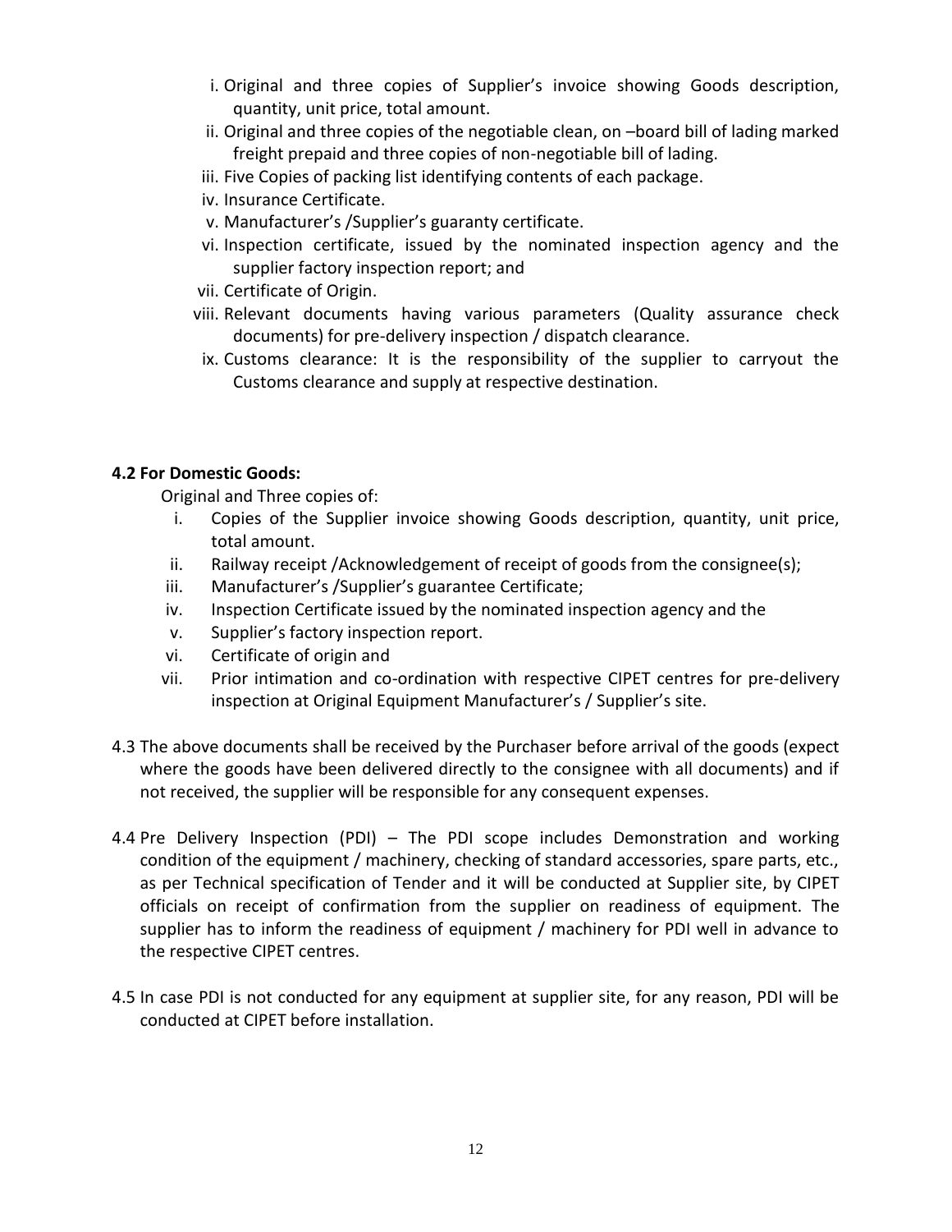i. Original and three copies of Supplier's invoice showing Goods description, quantity, unit price, total amount.
ii. Original and three copies of the negotiable clean, on –board bill of lading marked freight prepaid and three copies of non-negotiable bill of lading.
iii. Five Copies of packing list identifying contents of each package.
iv. Insurance Certificate.
v. Manufacturer's /Supplier's guaranty certificate.
vi. Inspection certificate, issued by the nominated inspection agency and the supplier factory inspection report; and
vii. Certificate of Origin.
viii. Relevant documents having various parameters (Quality assurance check documents) for pre-delivery inspection / dispatch clearance.
ix. Customs clearance: It is the responsibility of the supplier to carryout the Customs clearance and supply at respective destination.

**4.2 For Domestic Goods:**

Original and Three copies of:

i. Copies of the Supplier invoice showing Goods description, quantity, unit price, total amount.
ii. Railway receipt /Acknowledgement of receipt of goods from the consignee(s);
iii. Manufacturer's /Supplier's guarantee Certificate;
iv. Inspection Certificate issued by the nominated inspection agency and the
v. Supplier's factory inspection report.
vi. Certificate of origin and
vii. Prior intimation and co-ordination with respective CIPET centres for pre-delivery inspection at Original Equipment Manufacturer's / Supplier's site.

4.3 The above documents shall be received by the Purchaser before arrival of the goods (expect where the goods have been delivered directly to the consignee with all documents) and if not received, the supplier will be responsible for any consequent expenses.

4.4 Pre Delivery Inspection (PDI) – The PDI scope includes Demonstration and working condition of the equipment / machinery, checking of standard accessories, spare parts, etc., as per Technical specification of Tender and it will be conducted at Supplier site, by CIPET officials on receipt of confirmation from the supplier on readiness of equipment. The supplier has to inform the readiness of equipment / machinery for PDI well in advance to the respective CIPET centres.

4.5 In case PDI is not conducted for any equipment at supplier site, for any reason, PDI will be conducted at CIPET before installation.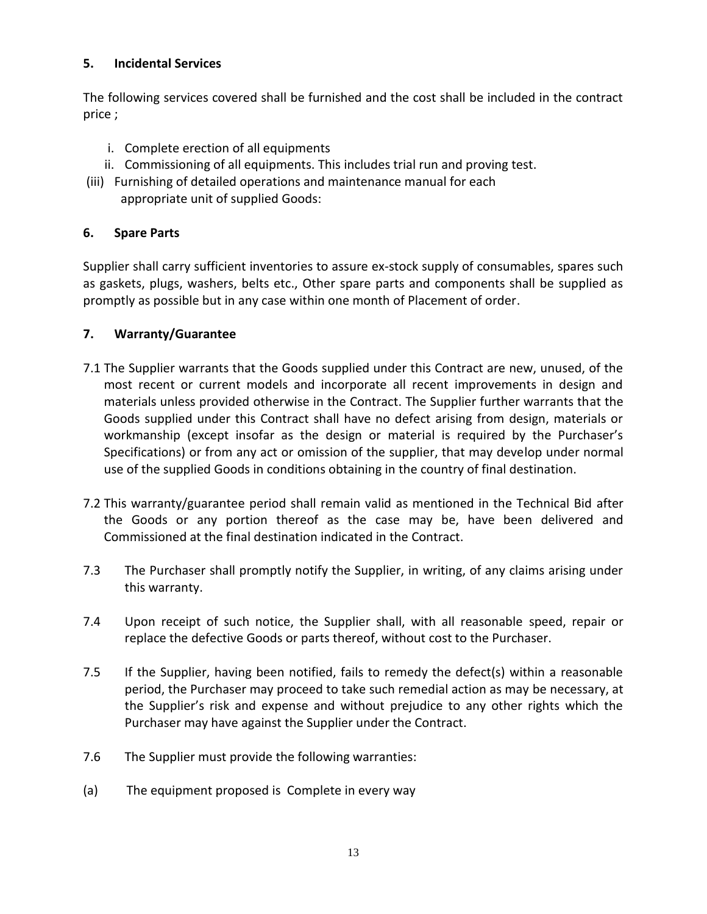## 5. Incidental Services

The following services covered shall be furnished and the cost shall be included in the contract price ;

i. Complete erection of all equipments
ii. Commissioning of all equipments. This includes trial run and proving test.
(iii) Furnishing of detailed operations and maintenance manual for each appropriate unit of supplied Goods:

## 6. Spare Parts

Supplier shall carry sufficient inventories to assure ex-stock supply of consumables, spares such as gaskets, plugs, washers, belts etc., Other spare parts and components shall be supplied as promptly as possible but in any case within one month of Placement of order.

## 7. Warranty/Guarantee

7.1 The Supplier warrants that the Goods supplied under this Contract are new, unused, of the most recent or current models and incorporate all recent improvements in design and materials unless provided otherwise in the Contract. The Supplier further warrants that the Goods supplied under this Contract shall have no defect arising from design, materials or workmanship (except insofar as the design or material is required by the Purchaser's Specifications) or from any act or omission of the supplier, that may develop under normal use of the supplied Goods in conditions obtaining in the country of final destination.

7.2 This warranty/guarantee period shall remain valid as mentioned in the Technical Bid after the Goods or any portion thereof as the case may be, have been delivered and Commissioned at the final destination indicated in the Contract.

7.3 The Purchaser shall promptly notify the Supplier, in writing, of any claims arising under this warranty.

7.4 Upon receipt of such notice, the Supplier shall, with all reasonable speed, repair or replace the defective Goods or parts thereof, without cost to the Purchaser.

7.5 If the Supplier, having been notified, fails to remedy the defect(s) within a reasonable period, the Purchaser may proceed to take such remedial action as may be necessary, at the Supplier's risk and expense and without prejudice to any other rights which the Purchaser may have against the Supplier under the Contract.

7.6 The Supplier must provide the following warranties:

(a) The equipment proposed is Complete in every way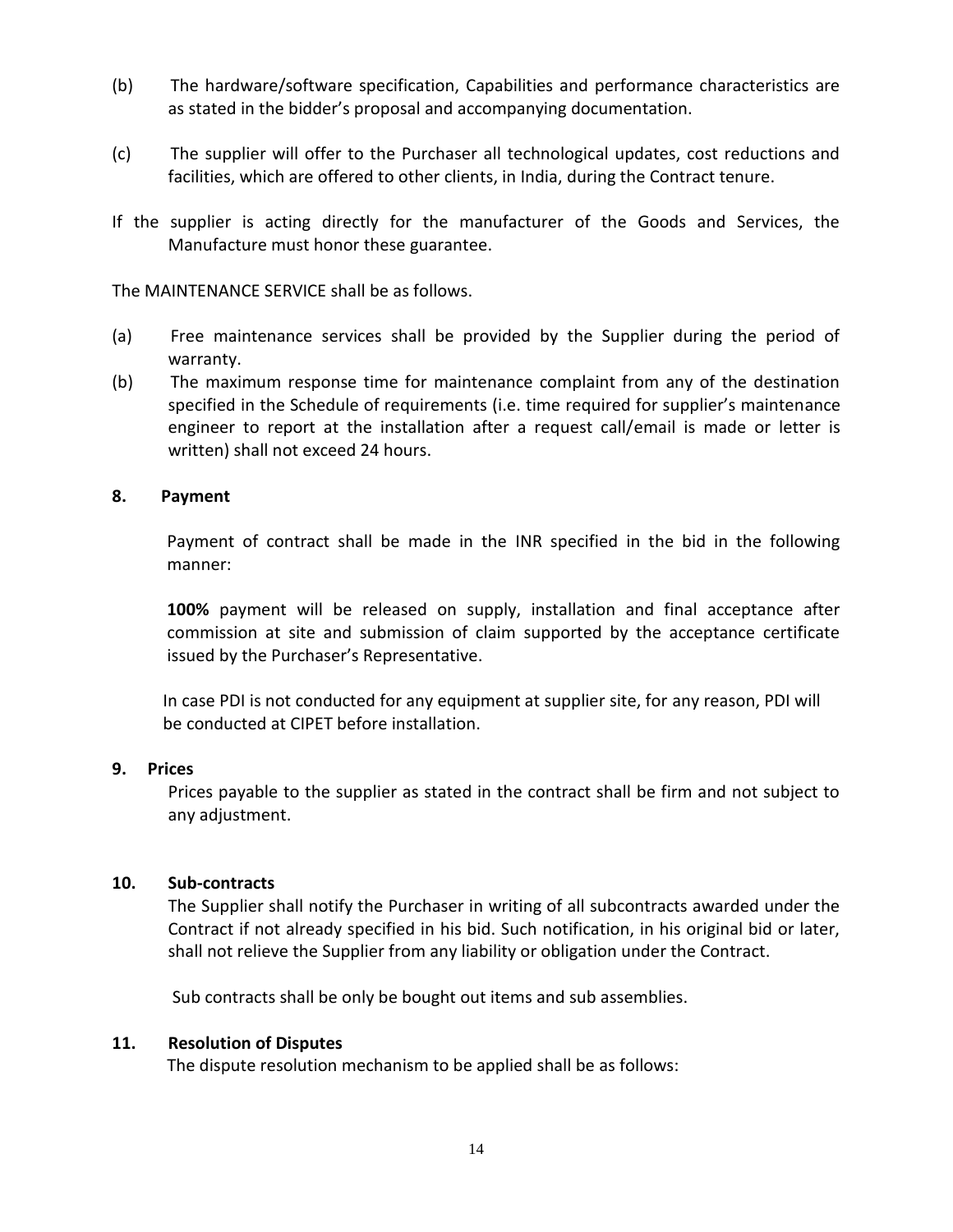(b) The hardware/software specification, Capabilities and performance characteristics are as stated in the bidder's proposal and accompanying documentation.

(c) The supplier will offer to the Purchaser all technological updates, cost reductions and facilities, which are offered to other clients, in India, during the Contract tenure.

If the supplier is acting directly for the manufacturer of the Goods and Services, the Manufacture must honor these guarantee.

The MAINTENANCE SERVICE shall be as follows.

(a) Free maintenance services shall be provided by the Supplier during the period of warranty.

(b) The maximum response time for maintenance complaint from any of the destination specified in the Schedule of requirements (i.e. time required for supplier's maintenance engineer to report at the installation after a request call/email is made or letter is written) shall not exceed 24 hours.

**8. Payment**

Payment of contract shall be made in the INR specified in the bid in the following manner:

**100%** payment will be released on supply, installation and final acceptance after commission at site and submission of claim supported by the acceptance certificate issued by the Purchaser's Representative.

In case PDI is not conducted for any equipment at supplier site, for any reason, PDI will be conducted at CIPET before installation.

**9. Prices**

Prices payable to the supplier as stated in the contract shall be firm and not subject to any adjustment.

**10. Sub-contracts**

The Supplier shall notify the Purchaser in writing of all subcontracts awarded under the Contract if not already specified in his bid. Such notification, in his original bid or later, shall not relieve the Supplier from any liability or obligation under the Contract.

Sub contracts shall be only be bought out items and sub assemblies.

**11. Resolution of Disputes**

The dispute resolution mechanism to be applied shall be as follows: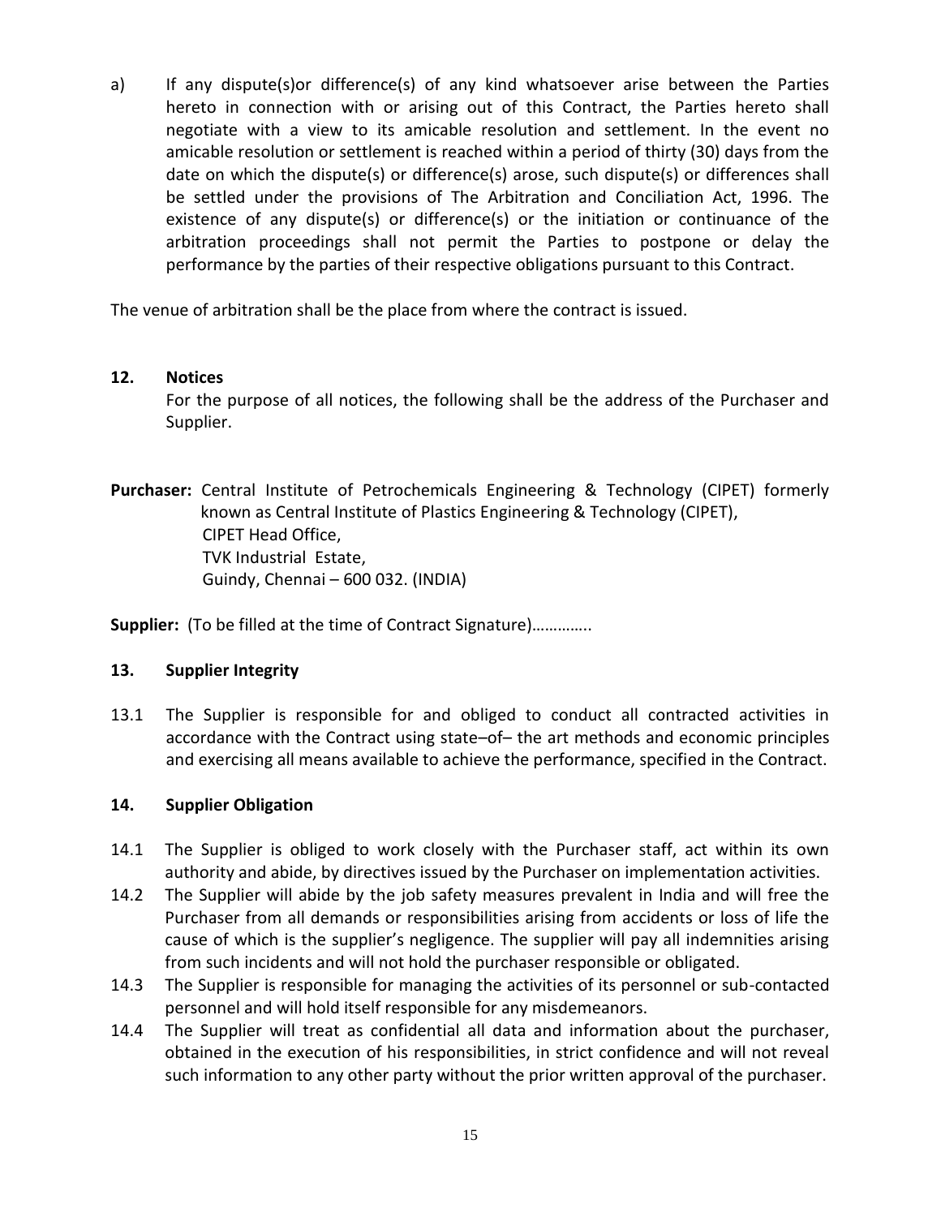a) If any dispute(s)or difference(s) of any kind whatsoever arise between the Parties hereto in connection with or arising out of this Contract, the Parties hereto shall negotiate with a view to its amicable resolution and settlement. In the event no amicable resolution or settlement is reached within a period of thirty (30) days from the date on which the dispute(s) or difference(s) arose, such dispute(s) or differences shall be settled under the provisions of The Arbitration and Conciliation Act, 1996. The existence of any dispute(s) or difference(s) or the initiation or continuance of the arbitration proceedings shall not permit the Parties to postpone or delay the performance by the parties of their respective obligations pursuant to this Contract.

The venue of arbitration shall be the place from where the contract is issued.

**12. Notices**

For the purpose of all notices, the following shall be the address of the Purchaser and Supplier.

**Purchaser:** Central Institute of Petrochemicals Engineering & Technology (CIPET) formerly known as Central Institute of Plastics Engineering & Technology (CIPET),
CIPET Head Office,
TVK Industrial Estate,
Guindy, Chennai – 600 032. (INDIA)

**Supplier:** (To be filled at the time of Contract Signature)…………..

**13. Supplier Integrity**

13.1 The Supplier is responsible for and obliged to conduct all contracted activities in accordance with the Contract using state–of– the art methods and economic principles and exercising all means available to achieve the performance, specified in the Contract.

**14. Supplier Obligation**

14.1 The Supplier is obliged to work closely with the Purchaser staff, act within its own authority and abide, by directives issued by the Purchaser on implementation activities.

14.2 The Supplier will abide by the job safety measures prevalent in India and will free the Purchaser from all demands or responsibilities arising from accidents or loss of life the cause of which is the supplier's negligence. The supplier will pay all indemnities arising from such incidents and will not hold the purchaser responsible or obligated.

14.3 The Supplier is responsible for managing the activities of its personnel or sub-contacted personnel and will hold itself responsible for any misdemeanors.

14.4 The Supplier will treat as confidential all data and information about the purchaser, obtained in the execution of his responsibilities, in strict confidence and will not reveal such information to any other party without the prior written approval of the purchaser.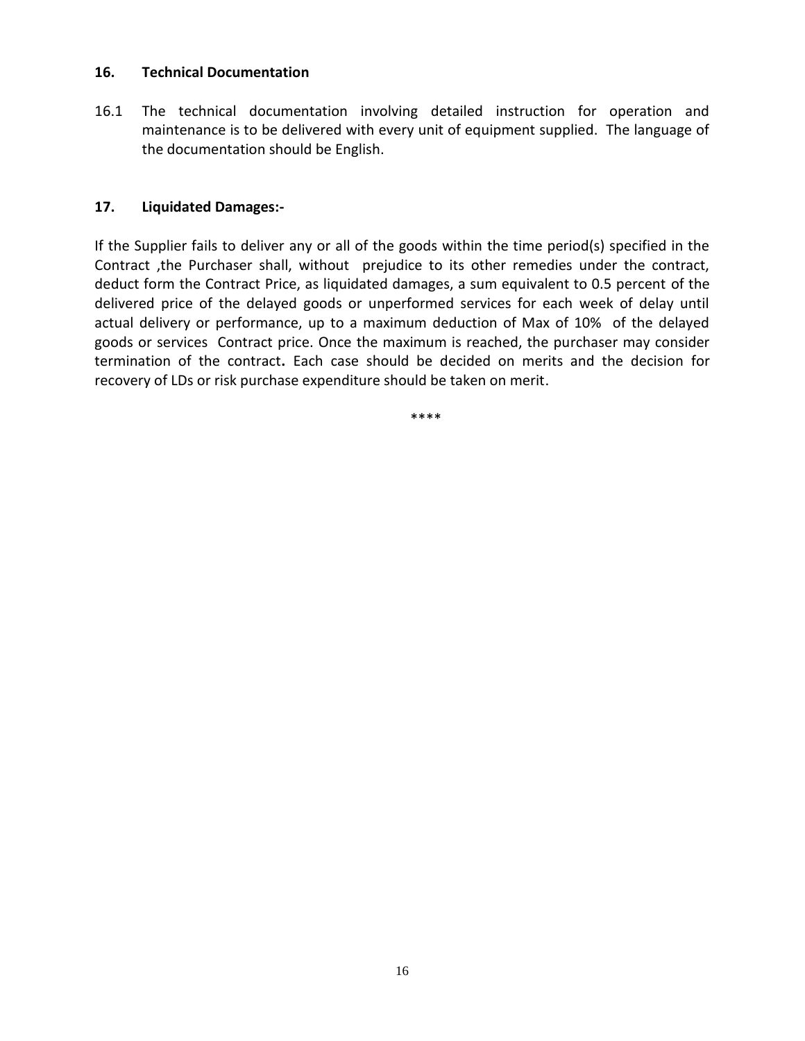## 16. Technical Documentation

16.1 The technical documentation involving detailed instruction for operation and maintenance is to be delivered with every unit of equipment supplied. The language of the documentation should be English.

## 17. Liquidated Damages:-

If the Supplier fails to deliver any or all of the goods within the time period(s) specified in the Contract ,the Purchaser shall, without prejudice to its other remedies under the contract, deduct form the Contract Price, as liquidated damages, a sum equivalent to 0.5 percent of the delivered price of the delayed goods or unperformed services for each week of delay until actual delivery or performance, up to a maximum deduction of Max of 10% of the delayed goods or services Contract price. Once the maximum is reached, the purchaser may consider termination of the contract**.** Each case should be decided on merits and the decision for recovery of LDs or risk purchase expenditure should be taken on merit.

****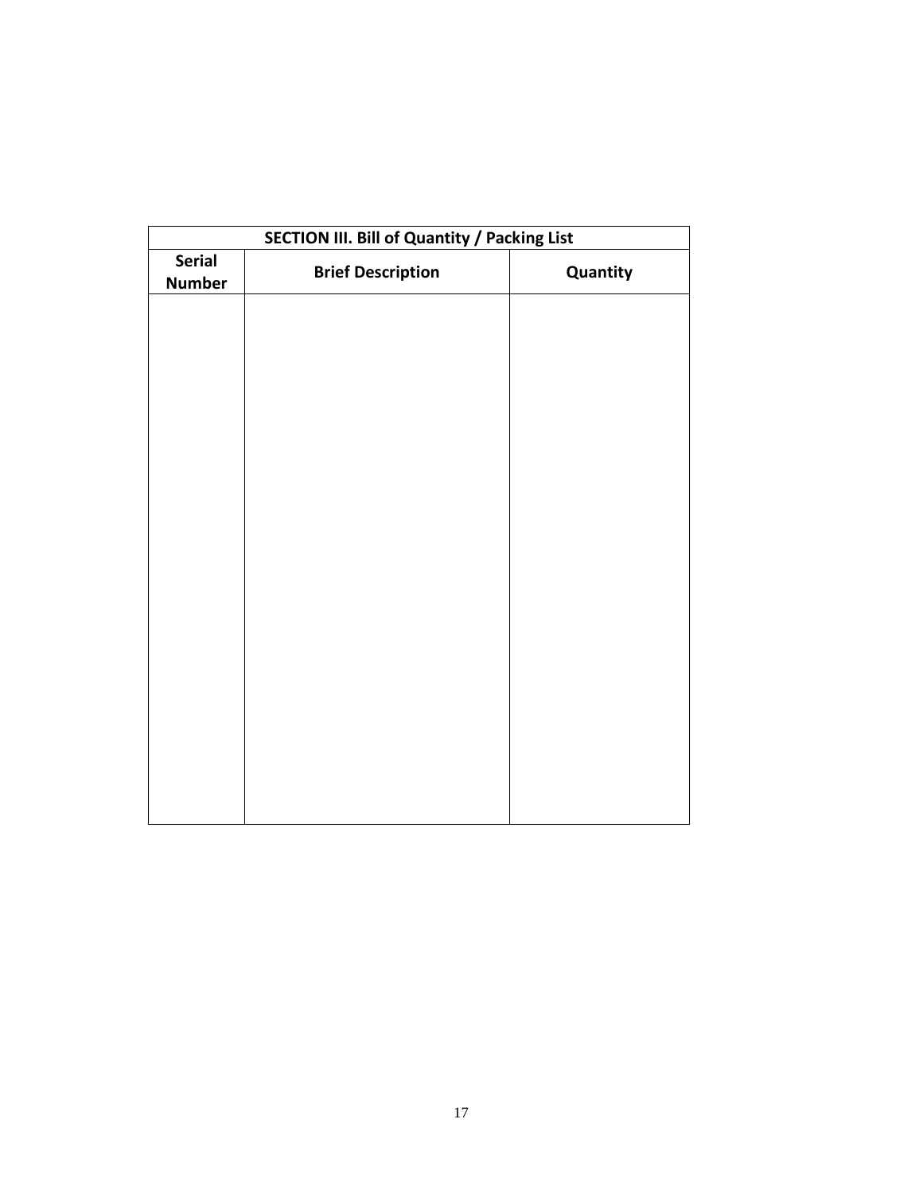| SECTION III. Bill of Quantity / Packing List | | |
|---|---|---|
| **Serial Number** | **Brief Description** | **Quantity** |
| | | |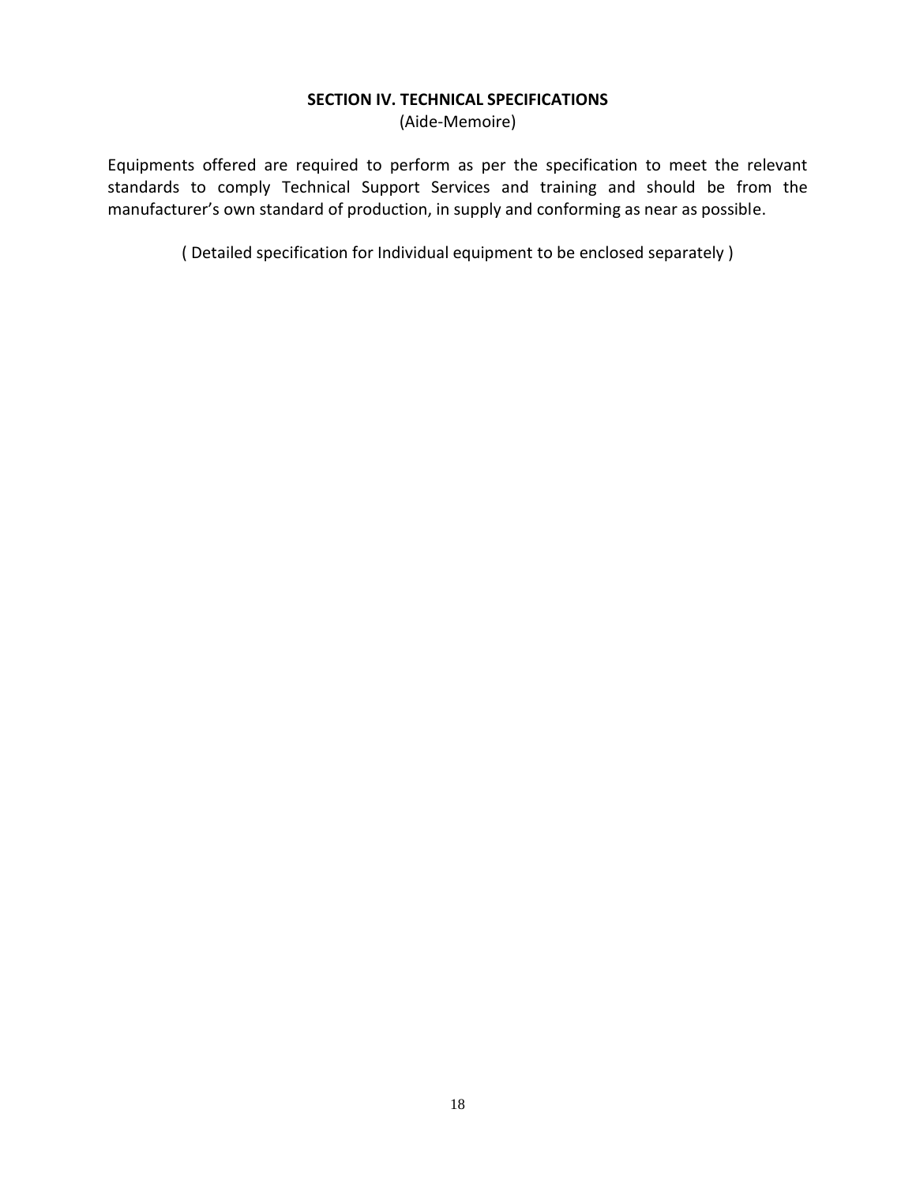# SECTION IV. TECHNICAL SPECIFICATIONS

(Aide-Memoire)

Equipments offered are required to perform as per the specification to meet the relevant standards to comply Technical Support Services and training and should be from the manufacturer's own standard of production, in supply and conforming as near as possible.

( Detailed specification for Individual equipment to be enclosed separately )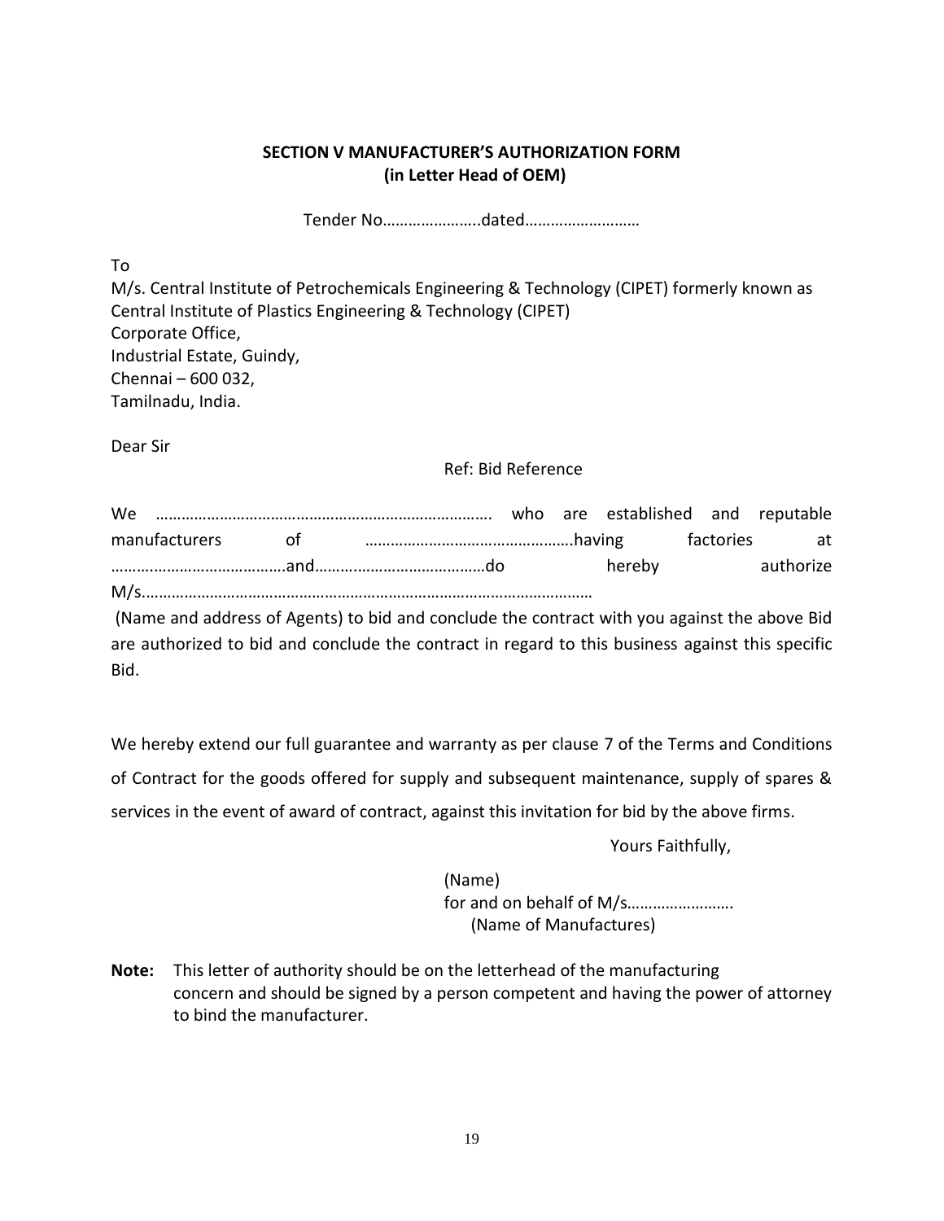**SECTION V MANUFACTURER'S AUTHORIZATION FORM**
**(in Letter Head of OEM)**

Tender No…………………..dated………………………

To
M/s. Central Institute of Petrochemicals Engineering & Technology (CIPET) formerly known as Central Institute of Plastics Engineering & Technology (CIPET)
Corporate Office,
Industrial Estate, Guindy,
Chennai – 600 032,
Tamilnadu, India.

Dear Sir

Ref: Bid Reference

We ……………………………………………………………………. who are established and reputable manufacturers of ………………………………………….having factories at ……….………………………….and……………………………………do hereby authorize M/s……………………………………………………………………………………………
(Name and address of Agents) to bid and conclude the contract with you against the above Bid are authorized to bid and conclude the contract in regard to this business against this specific Bid.

We hereby extend our full guarantee and warranty as per clause 7 of the Terms and Conditions of Contract for the goods offered for supply and subsequent maintenance, supply of spares & services in the event of award of contract, against this invitation for bid by the above firms.

Yours Faithfully,

(Name)
for and on behalf of M/s…………………….
(Name of Manufactures)

**Note:** This letter of authority should be on the letterhead of the manufacturing concern and should be signed by a person competent and having the power of attorney to bind the manufacturer.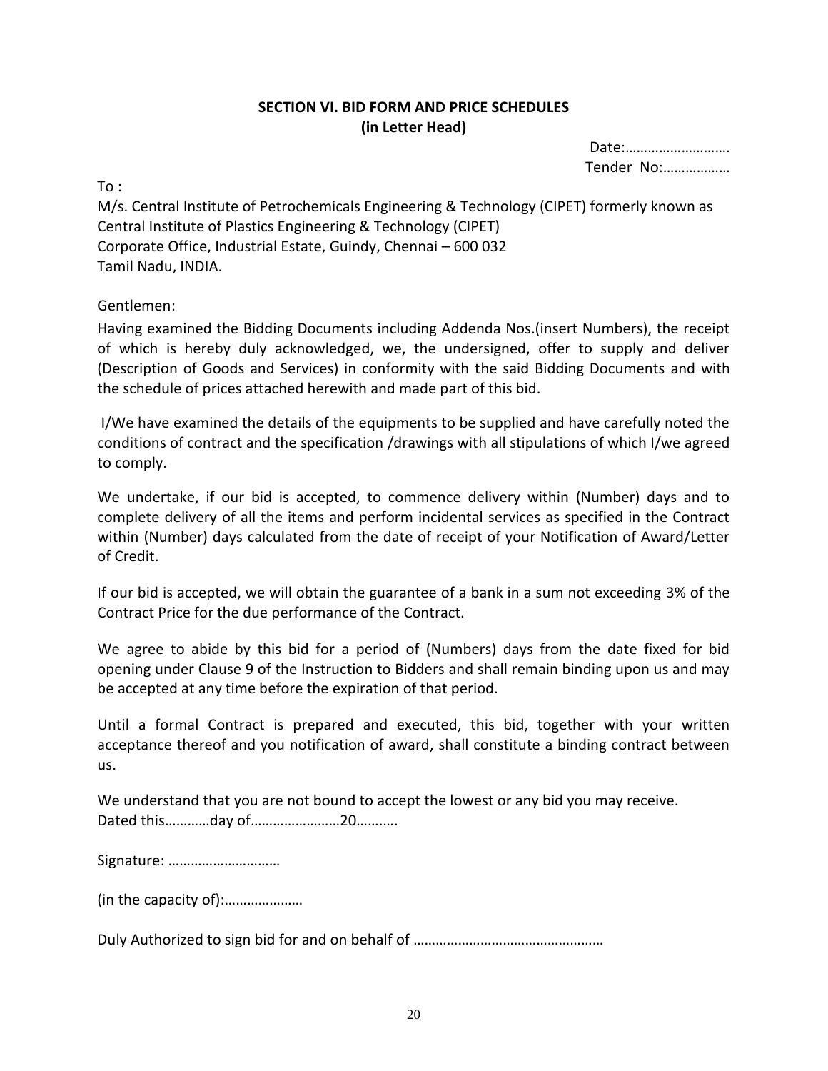## SECTION VI. BID FORM AND PRICE SCHEDULES
**(in Letter Head)**

Date:……………………….
Tender No:………………

To :

M/s. Central Institute of Petrochemicals Engineering & Technology (CIPET) formerly known as Central Institute of Plastics Engineering & Technology (CIPET)
Corporate Office, Industrial Estate, Guindy, Chennai – 600 032
Tamil Nadu, INDIA.

Gentlemen:

Having examined the Bidding Documents including Addenda Nos.(insert Numbers), the receipt of which is hereby duly acknowledged, we, the undersigned, offer to supply and deliver (Description of Goods and Services) in conformity with the said Bidding Documents and with the schedule of prices attached herewith and made part of this bid.

I/We have examined the details of the equipments to be supplied and have carefully noted the conditions of contract and the specification /drawings with all stipulations of which I/we agreed to comply.

We undertake, if our bid is accepted, to commence delivery within (Number) days and to complete delivery of all the items and perform incidental services as specified in the Contract within (Number) days calculated from the date of receipt of your Notification of Award/Letter of Credit.

If our bid is accepted, we will obtain the guarantee of a bank in a sum not exceeding 3% of the Contract Price for the due performance of the Contract.

We agree to abide by this bid for a period of (Numbers) days from the date fixed for bid opening under Clause 9 of the Instruction to Bidders and shall remain binding upon us and may be accepted at any time before the expiration of that period.

Until a formal Contract is prepared and executed, this bid, together with your written acceptance thereof and you notification of award, shall constitute a binding contract between us.

We understand that you are not bound to accept the lowest or any bid you may receive.
Dated this…………day of……………………20………..

Signature: …………………………

(in the capacity of):…………………

Duly Authorized to sign bid for and on behalf of ……………………………………………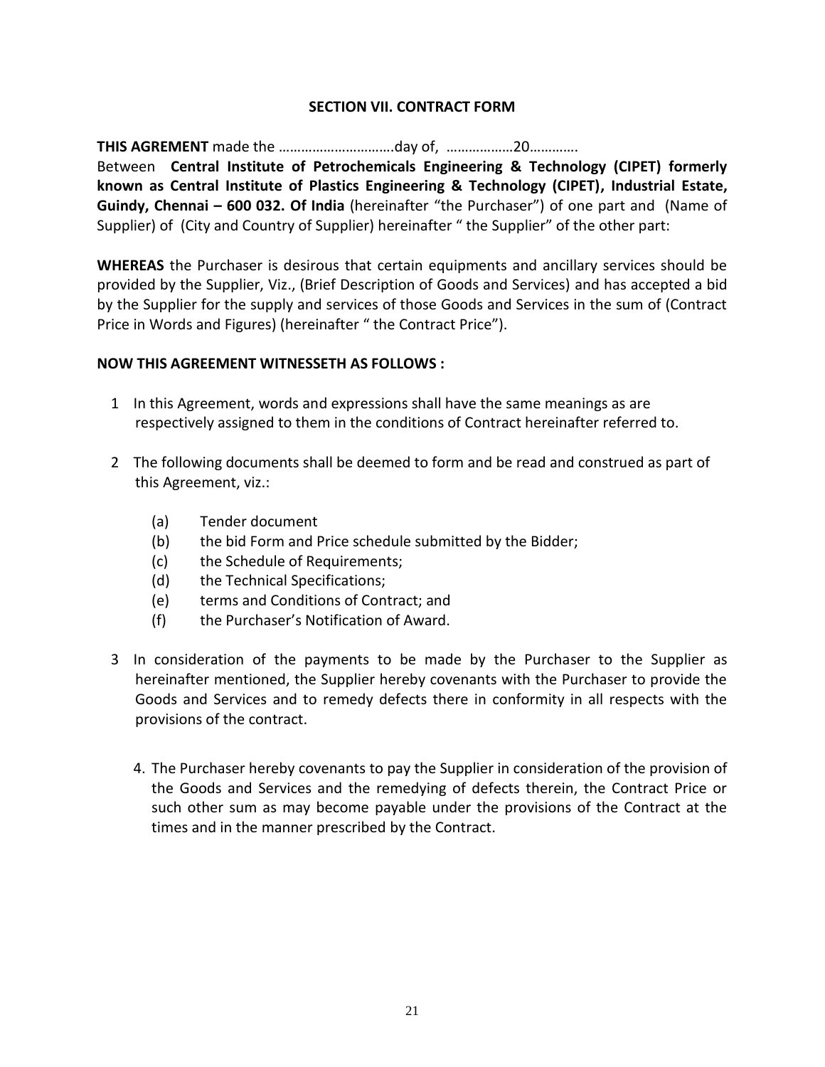## SECTION VII. CONTRACT FORM

**THIS AGREMENT** made the …………………………day of, ………………20………….
Between **Central Institute of Petrochemicals Engineering & Technology (CIPET) formerly known as Central Institute of Plastics Engineering & Technology (CIPET), Industrial Estate, Guindy, Chennai – 600 032. Of India** (hereinafter "the Purchaser") of one part and (Name of Supplier) of (City and Country of Supplier) hereinafter " the Supplier" of the other part:

**WHEREAS** the Purchaser is desirous that certain equipments and ancillary services should be provided by the Supplier, Viz., (Brief Description of Goods and Services) and has accepted a bid by the Supplier for the supply and services of those Goods and Services in the sum of (Contract Price in Words and Figures) (hereinafter " the Contract Price").

**NOW THIS AGREEMENT WITNESSETH AS FOLLOWS :**

1 In this Agreement, words and expressions shall have the same meanings as are respectively assigned to them in the conditions of Contract hereinafter referred to.

2 The following documents shall be deemed to form and be read and construed as part of this Agreement, viz.:

   (a) Tender document
   (b) the bid Form and Price schedule submitted by the Bidder;
   (c) the Schedule of Requirements;
   (d) the Technical Specifications;
   (e) terms and Conditions of Contract; and
   (f) the Purchaser's Notification of Award.

3 In consideration of the payments to be made by the Purchaser to the Supplier as hereinafter mentioned, the Supplier hereby covenants with the Purchaser to provide the Goods and Services and to remedy defects there in conformity in all respects with the provisions of the contract.

4. The Purchaser hereby covenants to pay the Supplier in consideration of the provision of the Goods and Services and the remedying of defects therein, the Contract Price or such other sum as may become payable under the provisions of the Contract at the times and in the manner prescribed by the Contract.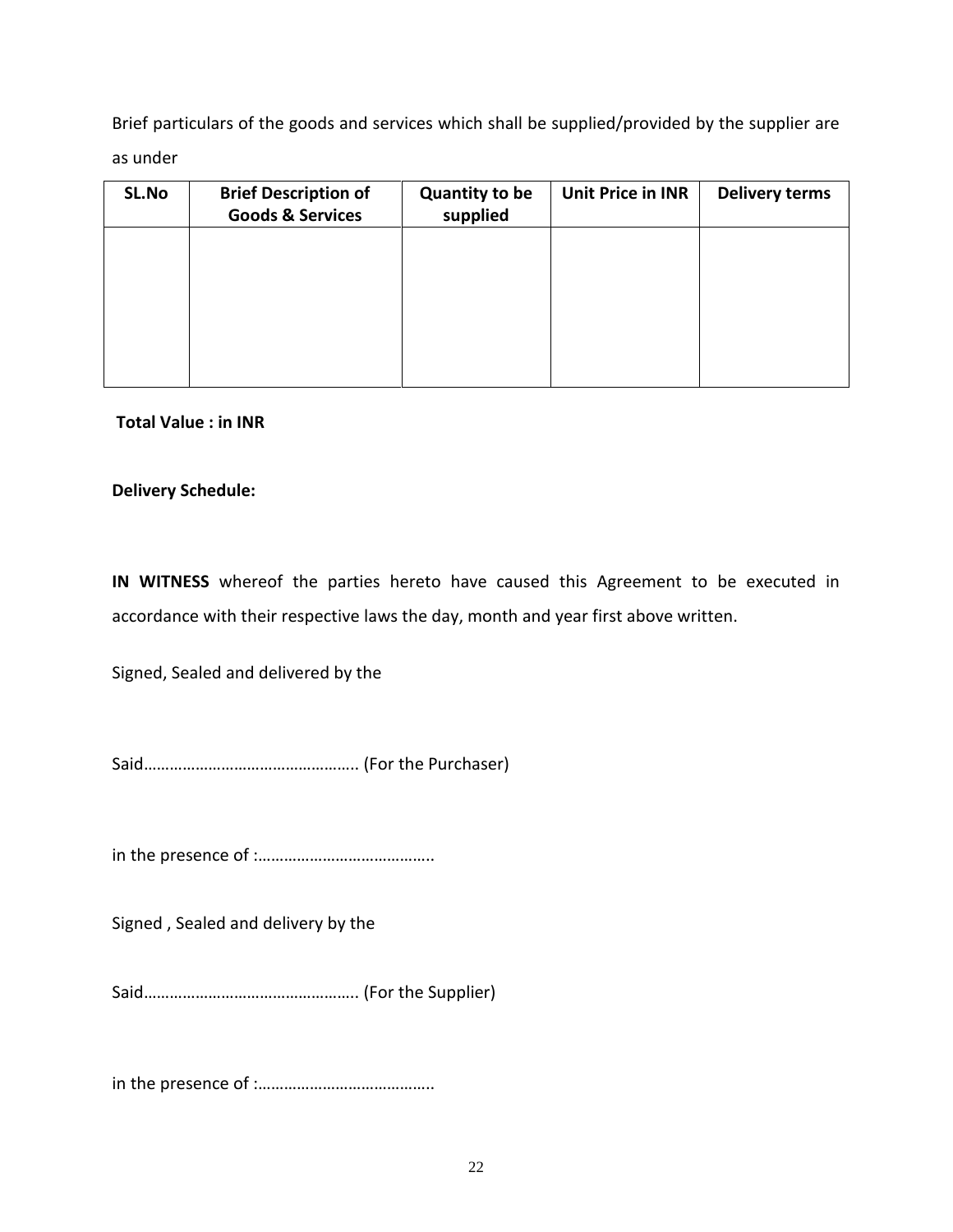Brief particulars of the goods and services which shall be supplied/provided by the supplier are as under

| SL.No | Brief Description of Goods & Services | Quantity to be supplied | Unit Price in INR | Delivery terms |
|---|---|---|---|---|
| | | | | |

**Total Value : in INR**

**Delivery Schedule:**

**IN WITNESS** whereof the parties hereto have caused this Agreement to be executed in accordance with their respective laws the day, month and year first above written.

Signed, Sealed and delivered by the

Said………………………………………….. (For the Purchaser)

in the presence of :…………………………………..

Signed , Sealed and delivery by the

Said………………………………………….. (For the Supplier)

in the presence of :…………………………………..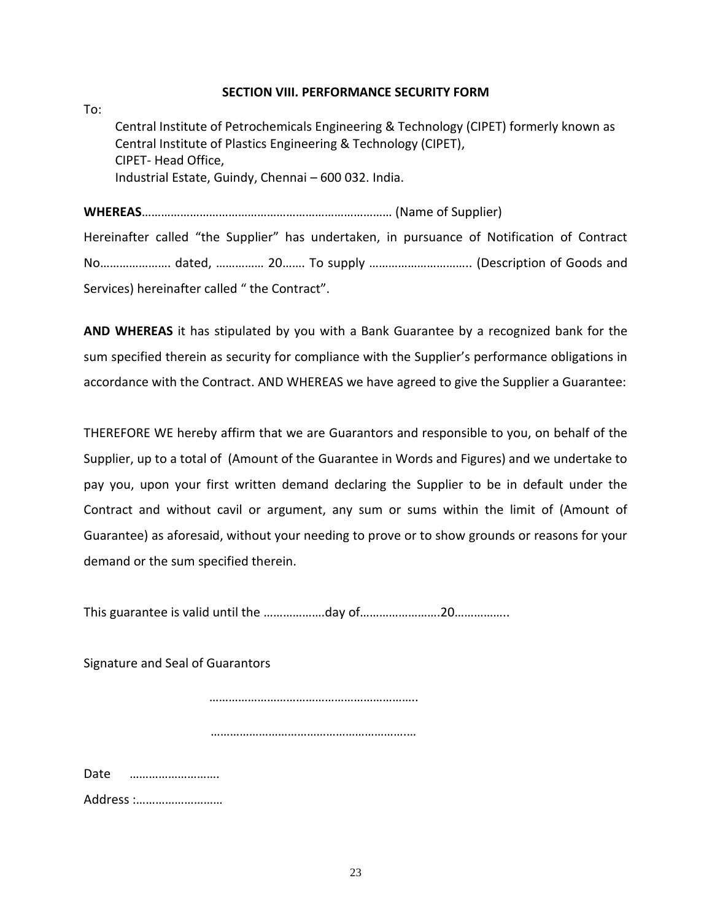## SECTION VIII. PERFORMANCE SECURITY FORM

To:

Central Institute of Petrochemicals Engineering & Technology (CIPET) formerly known as Central Institute of Plastics Engineering & Technology (CIPET),
CIPET- Head Office,
Industrial Estate, Guindy, Chennai – 600 032. India.

**WHEREAS**…………………………………………………………………… (Name of Supplier)
Hereinafter called "the Supplier" has undertaken, in pursuance of Notification of Contract No…………………. dated, …………… 20……. To supply ………………………….. (Description of Goods and Services) hereinafter called " the Contract".

**AND WHEREAS** it has stipulated by you with a Bank Guarantee by a recognized bank for the sum specified therein as security for compliance with the Supplier's performance obligations in accordance with the Contract. AND WHEREAS we have agreed to give the Supplier a Guarantee:

THEREFORE WE hereby affirm that we are Guarantors and responsible to you, on behalf of the Supplier, up to a total of (Amount of the Guarantee in Words and Figures) and we undertake to pay you, upon your first written demand declaring the Supplier to be in default under the Contract and without cavil or argument, any sum or sums within the limit of (Amount of Guarantee) as aforesaid, without your needing to prove or to show grounds or reasons for your demand or the sum specified therein.

This guarantee is valid until the ……………….day of…………………….20……………..

Signature and Seal of Guarantors

………………………………………………………..

………………………………………………………

Date ……………………….

Address :………………………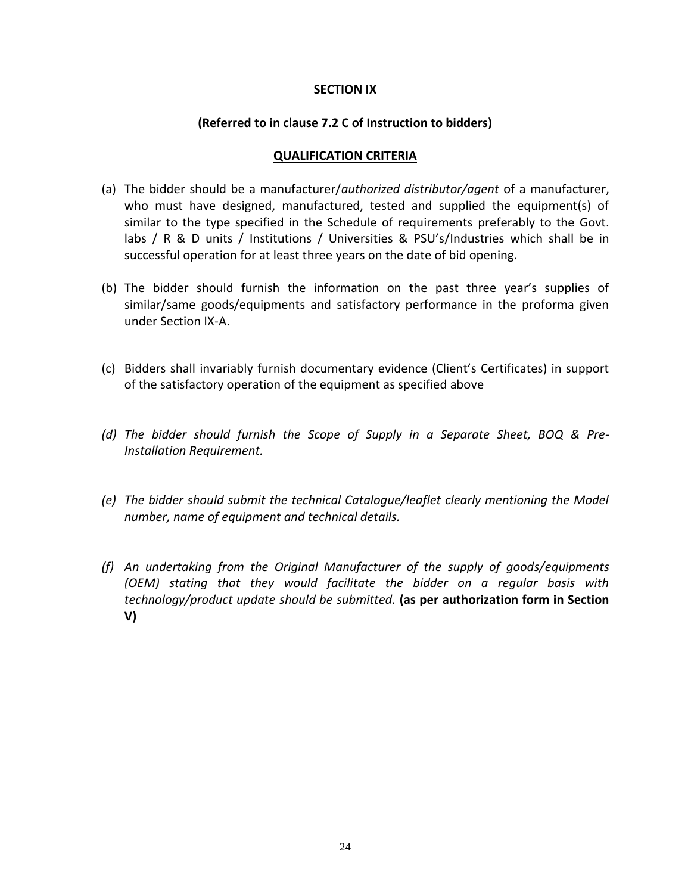**SECTION IX**

**(Referred to in clause 7.2 C of Instruction to bidders)**

## QUALIFICATION CRITERIA

(a) The bidder should be a manufacturer/*authorized distributor/agent* of a manufacturer, who must have designed, manufactured, tested and supplied the equipment(s) of similar to the type specified in the Schedule of requirements preferably to the Govt. labs / R & D units / Institutions / Universities & PSU's/Industries which shall be in successful operation for at least three years on the date of bid opening.

(b) The bidder should furnish the information on the past three year's supplies of similar/same goods/equipments and satisfactory performance in the proforma given under Section IX-A.

(c) Bidders shall invariably furnish documentary evidence (Client's Certificates) in support of the satisfactory operation of the equipment as specified above

*(d) The bidder should furnish the Scope of Supply in a Separate Sheet, BOQ & Pre-Installation Requirement.*

*(e) The bidder should submit the technical Catalogue/leaflet clearly mentioning the Model number, name of equipment and technical details.*

*(f) An undertaking from the Original Manufacturer of the supply of goods/equipments (OEM) stating that they would facilitate the bidder on a regular basis with technology/product update should be submitted.* **(as per authorization form in Section V)**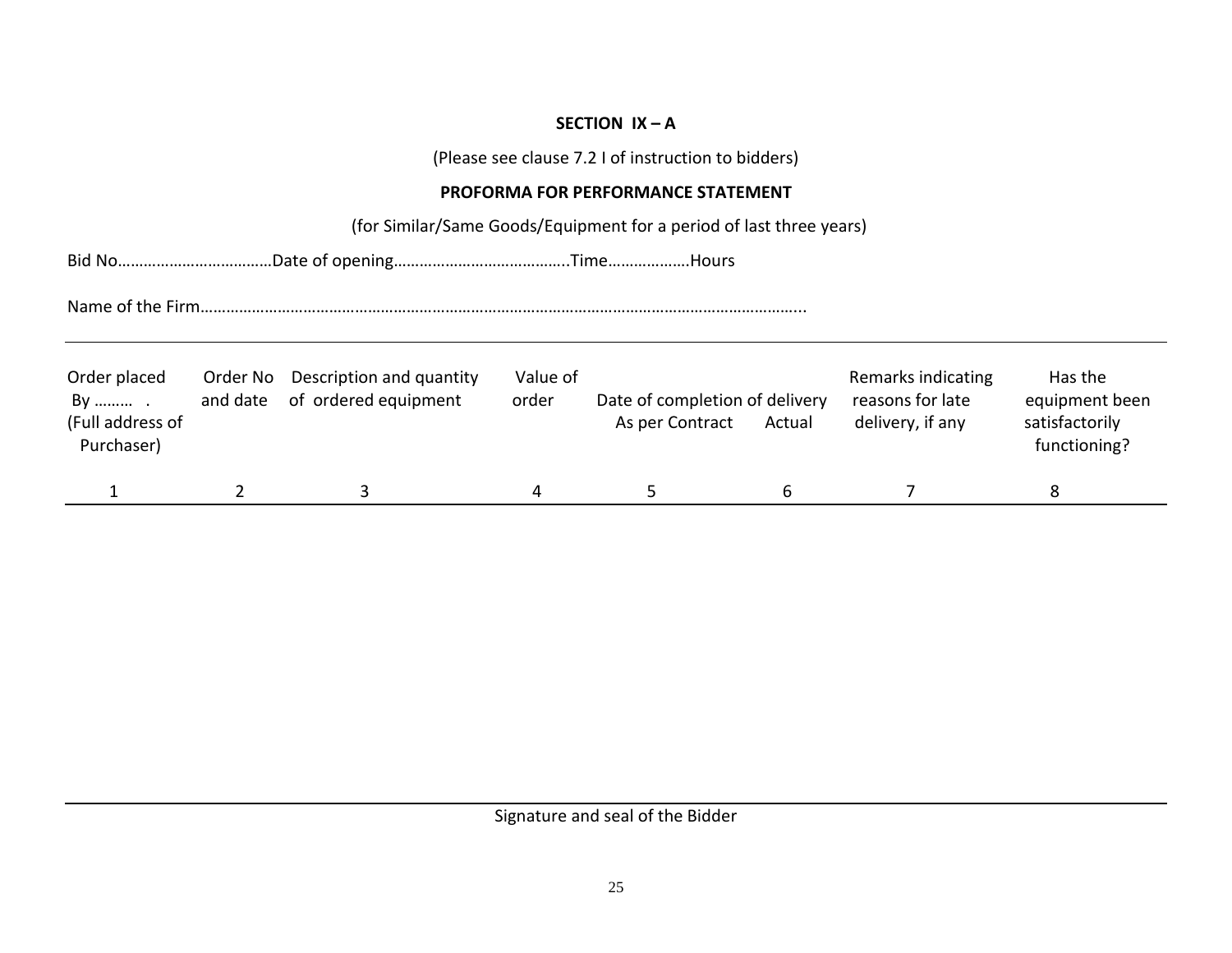**SECTION IX – A**

(Please see clause 7.2 I of instruction to bidders)

**PROFORMA FOR PERFORMANCE STATEMENT**

(for Similar/Same Goods/Equipment for a period of last three years)

Bid No………………………………Date of opening…………………………………..Time……………….Hours

Name of the Firm…………………………………………………………………………………………………………………………...

| Order placed By ……… . (Full address of Purchaser) | Order No and date | Description and quantity of ordered equipment | Value of order | Date of completion of delivery As per Contract | Actual | Remarks indicating reasons for late delivery, if any | Has the equipment been satisfactorily functioning? |
|---|---|---|---|---|---|---|---|
| 1 | 2 | 3 | 4 | 5 | 6 | 7 | 8 |

Signature and seal of the Bidder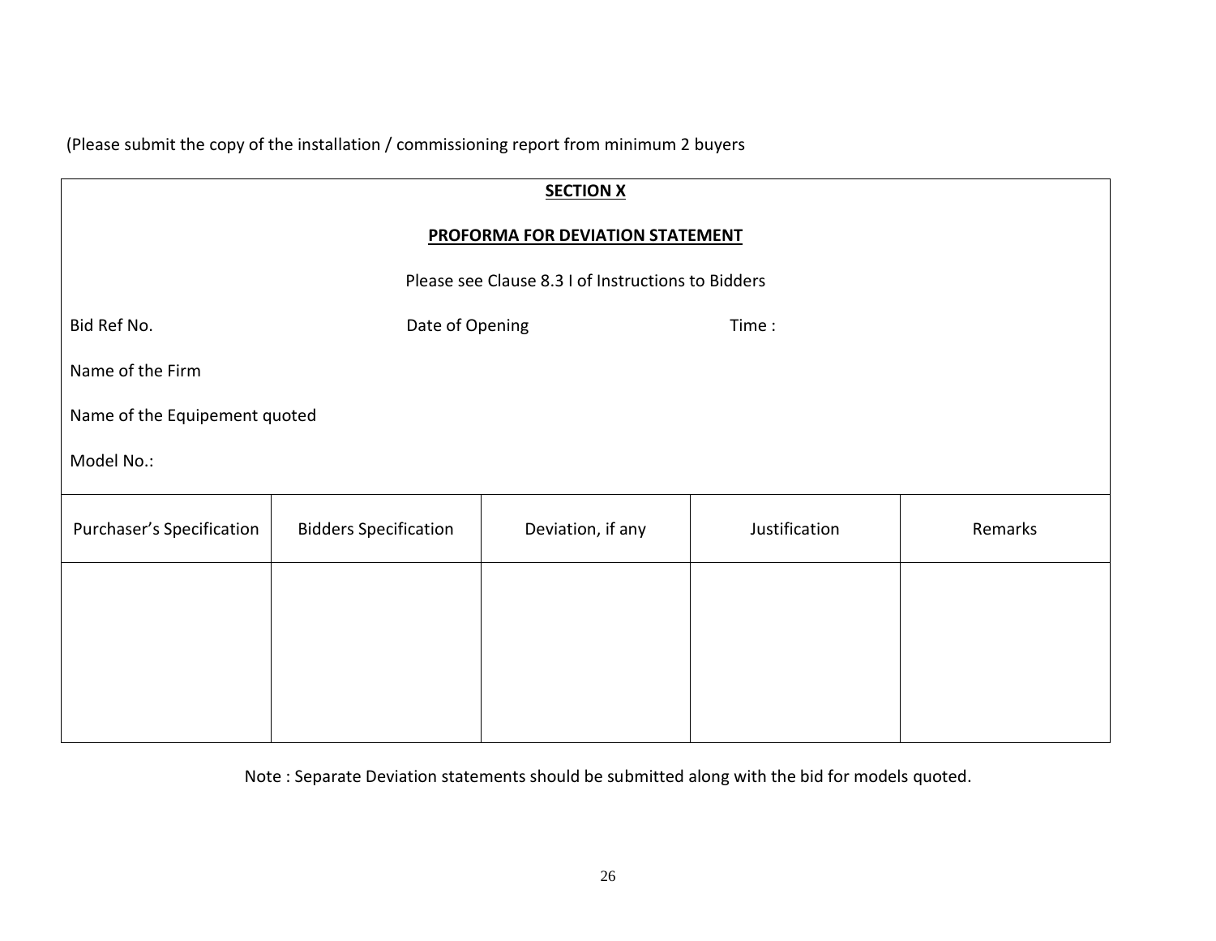(Please submit the copy of the installation / commissioning report from minimum 2 buyers

## SECTION X

## PROFORMA FOR DEVIATION STATEMENT

Please see Clause 8.3 I of Instructions to Bidders

Bid Ref No. Date of Opening Time :

Name of the Firm

Name of the Equipement quoted

Model No.:

| Purchaser's Specification | Bidders Specification | Deviation, if any | Justification | Remarks |
|---|---|---|---|---|
| | | | | |

Note : Separate Deviation statements should be submitted along with the bid for models quoted.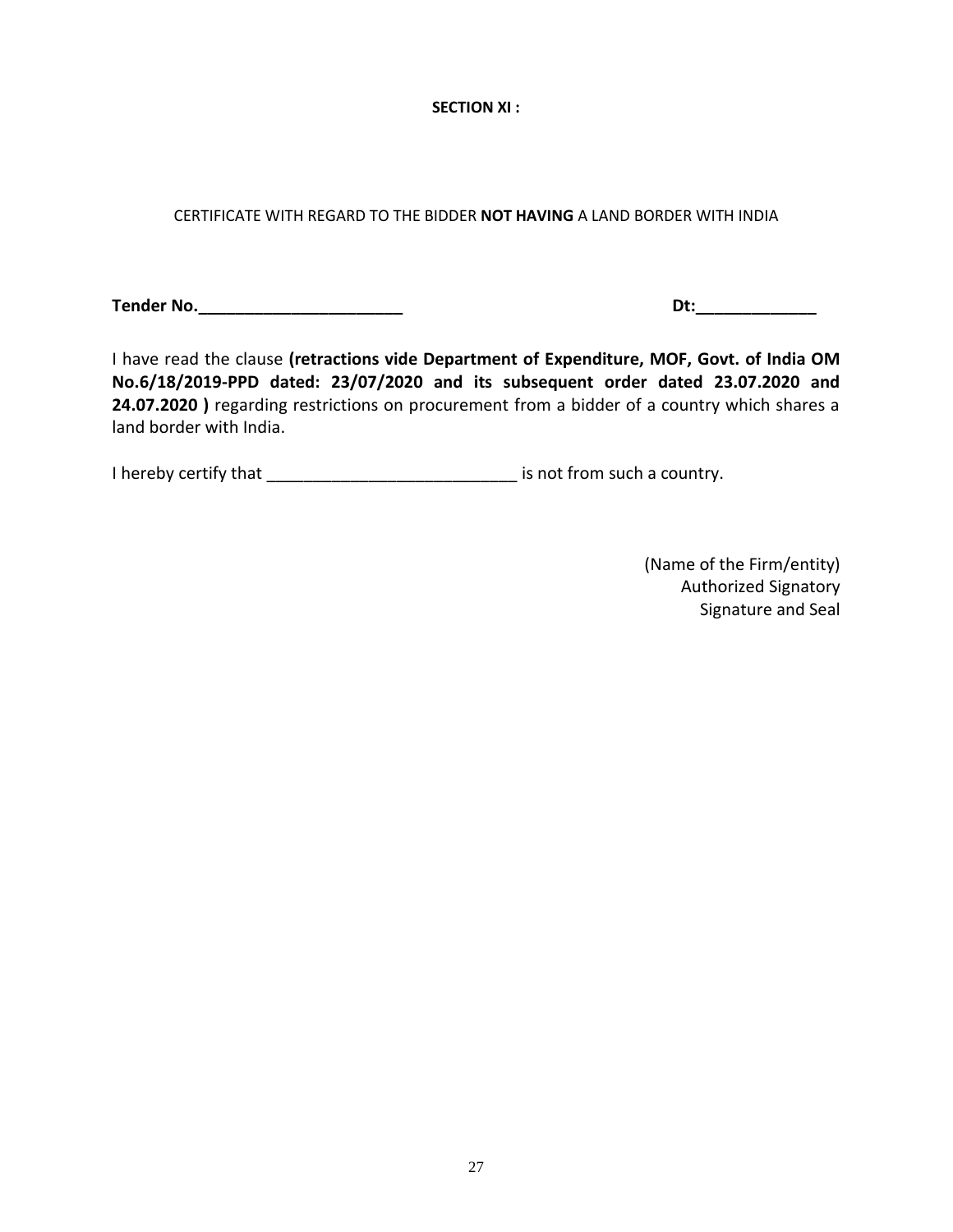**SECTION XI :**

CERTIFICATE WITH REGARD TO THE BIDDER **NOT HAVING** A LAND BORDER WITH INDIA

**Tender No.______________________** **Dt:_____________**

I have read the clause **(retractions vide Department of Expenditure, MOF, Govt. of India OM No.6/18/2019-PPD dated: 23/07/2020 and its subsequent order dated 23.07.2020 and 24.07.2020 )** regarding restrictions on procurement from a bidder of a country which shares a land border with India.

I hereby certify that ___________________________ is not from such a country.

(Name of the Firm/entity)
Authorized Signatory
Signature and Seal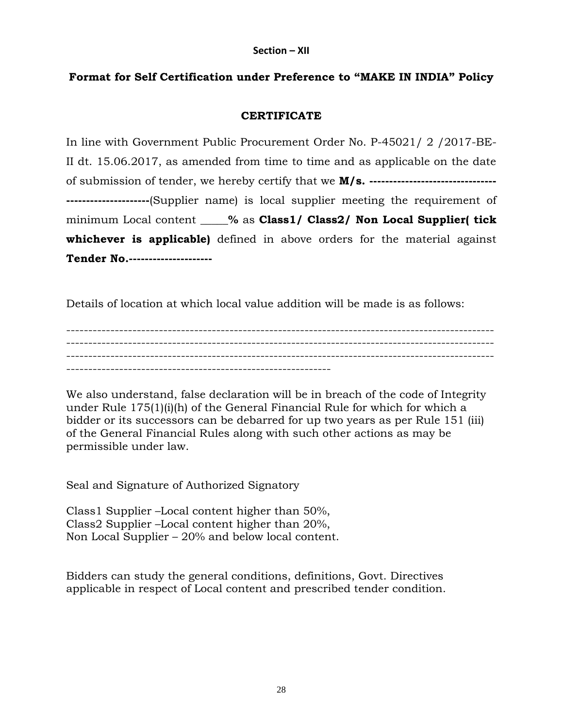**Section – XII**

## Format for Self Certification under Preference to "MAKE IN INDIA" Policy

### CERTIFICATE

In line with Government Public Procurement Order No. P-45021/ 2 /2017-BE-II dt. 15.06.2017, as amended from time to time and as applicable on the date of submission of tender, we hereby certify that we **M/s. ----------------------------------------------------**(Supplier name) is local supplier meeting the requirement of minimum Local content _____**%** as **Class1/ Class2/ Non Local Supplier( tick whichever is applicable)** defined in above orders for the material against **Tender No.---------------------**

Details of location at which local value addition will be made is as follows:

----------------------------------------------------------------------------------------------------
----------------------------------------------------------------------------------------------------
----------------------------------------------------------------------------------------------------
-----------------------------------------------------------

We also understand, false declaration will be in breach of the code of Integrity under Rule 175(1)(i)(h) of the General Financial Rule for which for which a bidder or its successors can be debarred for up two years as per Rule 151 (iii) of the General Financial Rules along with such other actions as may be permissible under law.

Seal and Signature of Authorized Signatory

Class1 Supplier –Local content higher than 50%,
Class2 Supplier –Local content higher than 20%,
Non Local Supplier – 20% and below local content.

Bidders can study the general conditions, definitions, Govt. Directives applicable in respect of Local content and prescribed tender condition.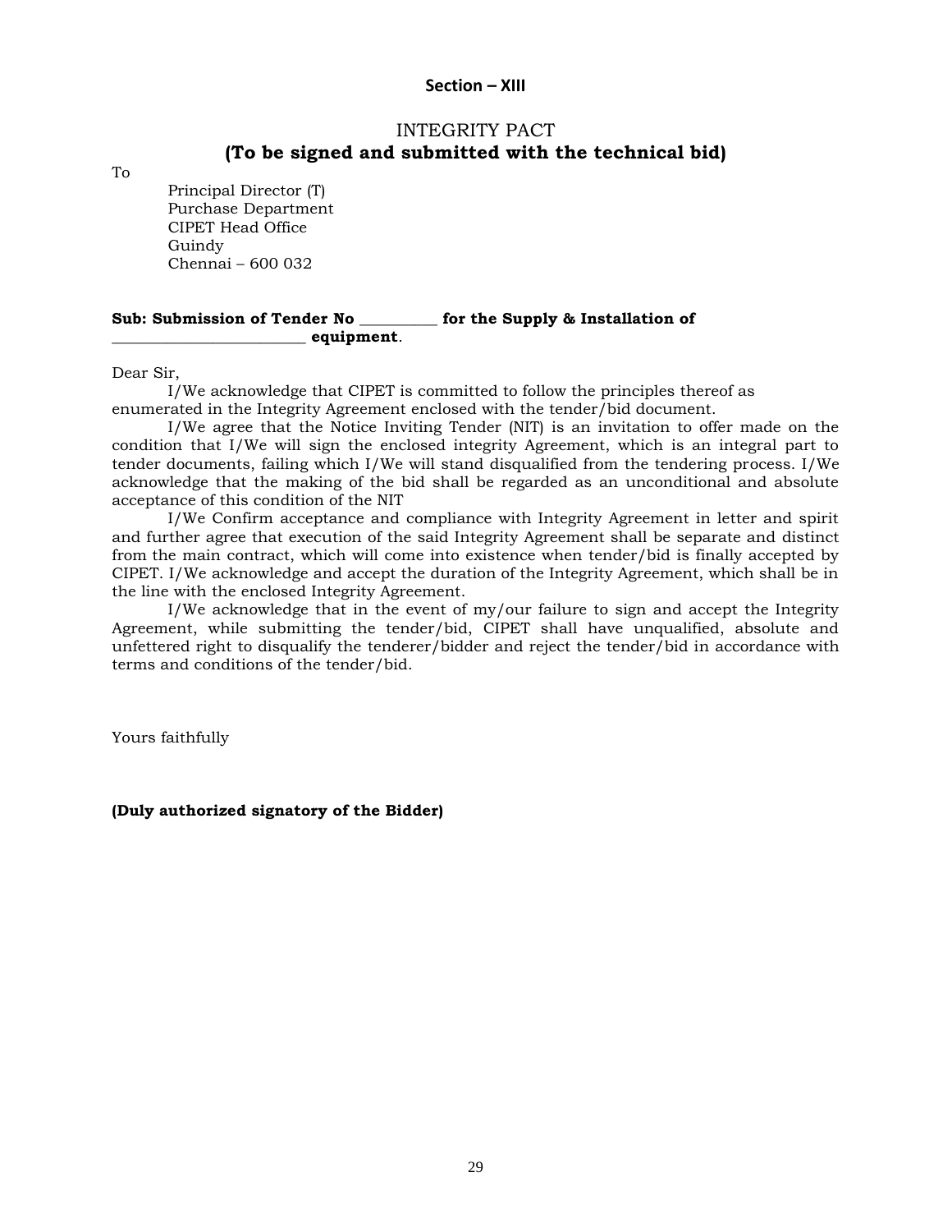## Section – XIII

# INTEGRITY PACT
## (To be signed and submitted with the technical bid)

To

Principal Director (T)
Purchase Department
CIPET Head Office
Guindy
Chennai – 600 032

**Sub: Submission of Tender No __________ for the Supply & Installation of ________________________ equipment**.

Dear Sir,

I/We acknowledge that CIPET is committed to follow the principles thereof as enumerated in the Integrity Agreement enclosed with the tender/bid document.

I/We agree that the Notice Inviting Tender (NIT) is an invitation to offer made on the condition that I/We will sign the enclosed integrity Agreement, which is an integral part to tender documents, failing which I/We will stand disqualified from the tendering process. I/We acknowledge that the making of the bid shall be regarded as an unconditional and absolute acceptance of this condition of the NIT

I/We Confirm acceptance and compliance with Integrity Agreement in letter and spirit and further agree that execution of the said Integrity Agreement shall be separate and distinct from the main contract, which will come into existence when tender/bid is finally accepted by CIPET. I/We acknowledge and accept the duration of the Integrity Agreement, which shall be in the line with the enclosed Integrity Agreement.

I/We acknowledge that in the event of my/our failure to sign and accept the Integrity Agreement, while submitting the tender/bid, CIPET shall have unqualified, absolute and unfettered right to disqualify the tenderer/bidder and reject the tender/bid in accordance with terms and conditions of the tender/bid.

Yours faithfully

**(Duly authorized signatory of the Bidder)**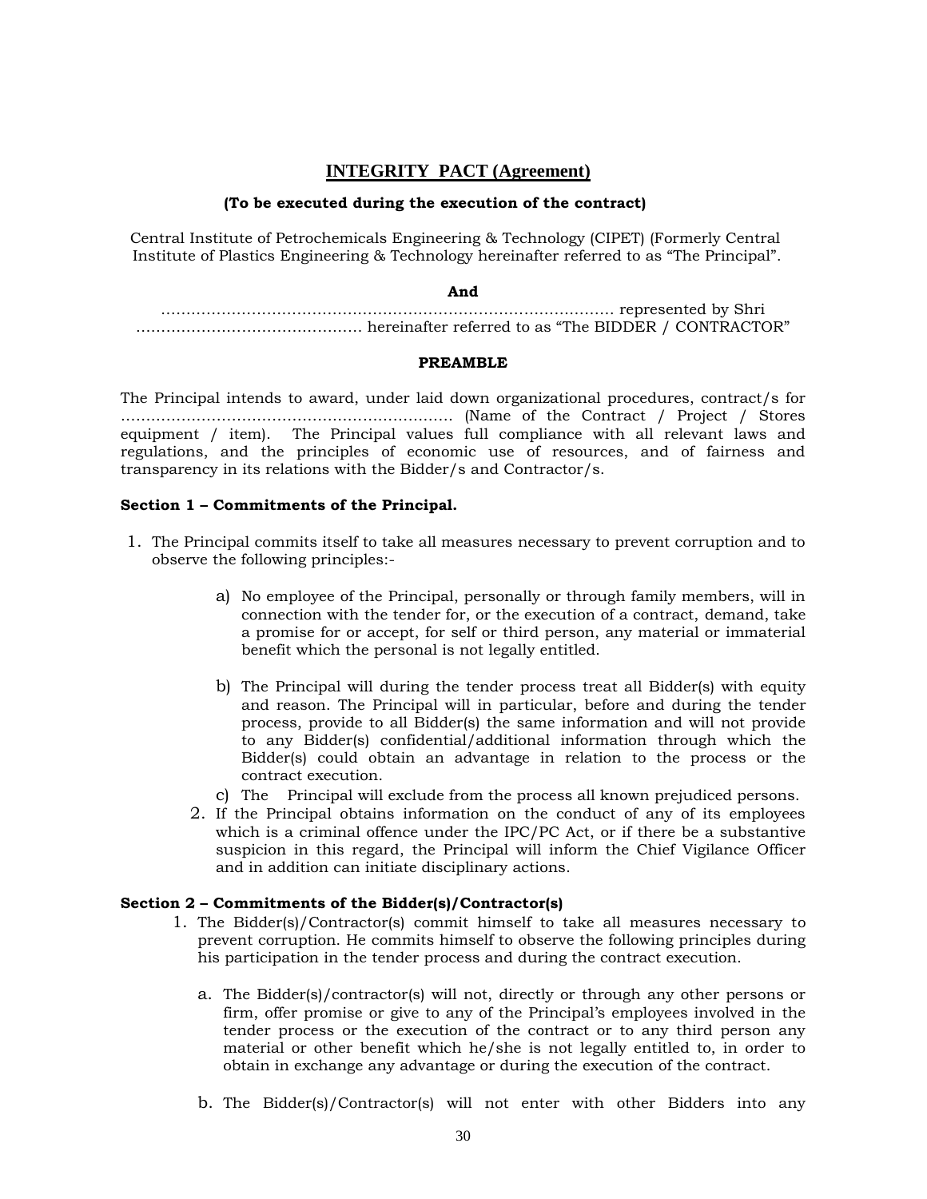## INTEGRITY PACT (Agreement)

**(To be executed during the execution of the contract)**

Central Institute of Petrochemicals Engineering & Technology (CIPET) (Formerly Central Institute of Plastics Engineering & Technology hereinafter referred to as "The Principal".

**And**

……………………………………………………………………………… represented by Shri ……………………………………… hereinafter referred to as "The BIDDER / CONTRACTOR"

**PREAMBLE**

The Principal intends to award, under laid down organizational procedures, contract/s for ………………………………………………………… (Name of the Contract / Project / Stores equipment / item). The Principal values full compliance with all relevant laws and regulations, and the principles of economic use of resources, and of fairness and transparency in its relations with the Bidder/s and Contractor/s.

**Section 1 – Commitments of the Principal.**

1. The Principal commits itself to take all measures necessary to prevent corruption and to observe the following principles:-

   a) No employee of the Principal, personally or through family members, will in connection with the tender for, or the execution of a contract, demand, take a promise for or accept, for self or third person, any material or immaterial benefit which the personal is not legally entitled.

   b) The Principal will during the tender process treat all Bidder(s) with equity and reason. The Principal will in particular, before and during the tender process, provide to all Bidder(s) the same information and will not provide to any Bidder(s) confidential/additional information through which the Bidder(s) could obtain an advantage in relation to the process or the contract execution.

   c) The Principal will exclude from the process all known prejudiced persons.

2. If the Principal obtains information on the conduct of any of its employees which is a criminal offence under the IPC/PC Act, or if there be a substantive suspicion in this regard, the Principal will inform the Chief Vigilance Officer and in addition can initiate disciplinary actions.

**Section 2 – Commitments of the Bidder(s)/Contractor(s)**

1. The Bidder(s)/Contractor(s) commit himself to take all measures necessary to prevent corruption. He commits himself to observe the following principles during his participation in the tender process and during the contract execution.

   a. The Bidder(s)/contractor(s) will not, directly or through any other persons or firm, offer promise or give to any of the Principal's employees involved in the tender process or the execution of the contract or to any third person any material or other benefit which he/she is not legally entitled to, in order to obtain in exchange any advantage or during the execution of the contract.

   b. The Bidder(s)/Contractor(s) will not enter with other Bidders into any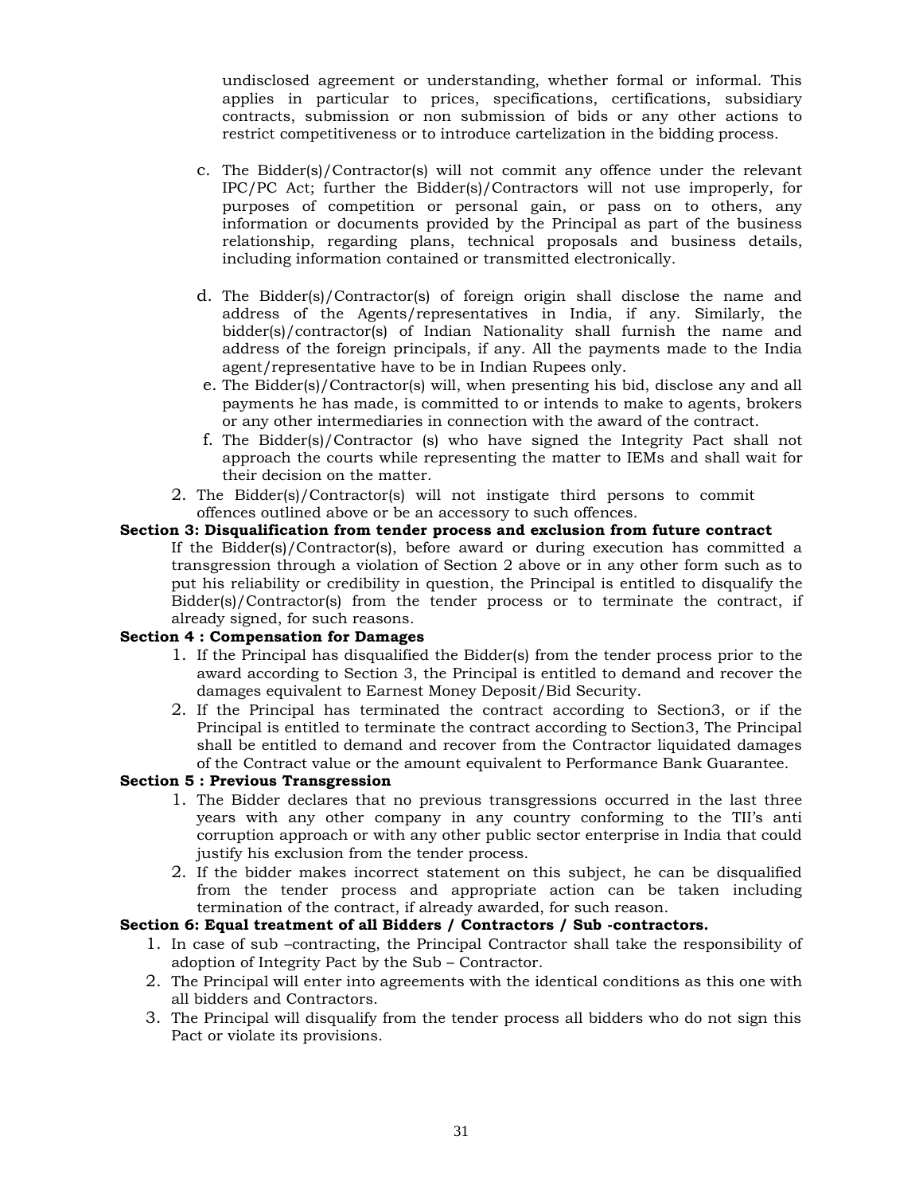undisclosed agreement or understanding, whether formal or informal. This applies in particular to prices, specifications, certifications, subsidiary contracts, submission or non submission of bids or any other actions to restrict competitiveness or to introduce cartelization in the bidding process.

c. The Bidder(s)/Contractor(s) will not commit any offence under the relevant IPC/PC Act; further the Bidder(s)/Contractors will not use improperly, for purposes of competition or personal gain, or pass on to others, any information or documents provided by the Principal as part of the business relationship, regarding plans, technical proposals and business details, including information contained or transmitted electronically.

d. The Bidder(s)/Contractor(s) of foreign origin shall disclose the name and address of the Agents/representatives in India, if any. Similarly, the bidder(s)/contractor(s) of Indian Nationality shall furnish the name and address of the foreign principals, if any. All the payments made to the India agent/representative have to be in Indian Rupees only.

e. The Bidder(s)/Contractor(s) will, when presenting his bid, disclose any and all payments he has made, is committed to or intends to make to agents, brokers or any other intermediaries in connection with the award of the contract.

f. The Bidder(s)/Contractor (s) who have signed the Integrity Pact shall not approach the courts while representing the matter to IEMs and shall wait for their decision on the matter.

2. The Bidder(s)/Contractor(s) will not instigate third persons to commit offences outlined above or be an accessory to such offences.

**Section 3: Disqualification from tender process and exclusion from future contract**

If the Bidder(s)/Contractor(s), before award or during execution has committed a transgression through a violation of Section 2 above or in any other form such as to put his reliability or credibility in question, the Principal is entitled to disqualify the Bidder(s)/Contractor(s) from the tender process or to terminate the contract, if already signed, for such reasons.

**Section 4 : Compensation for Damages**

1. If the Principal has disqualified the Bidder(s) from the tender process prior to the award according to Section 3, the Principal is entitled to demand and recover the damages equivalent to Earnest Money Deposit/Bid Security.
2. If the Principal has terminated the contract according to Section3, or if the Principal is entitled to terminate the contract according to Section3, The Principal shall be entitled to demand and recover from the Contractor liquidated damages of the Contract value or the amount equivalent to Performance Bank Guarantee.

**Section 5 : Previous Transgression**

1. The Bidder declares that no previous transgressions occurred in the last three years with any other company in any country conforming to the TII's anti corruption approach or with any other public sector enterprise in India that could justify his exclusion from the tender process.
2. If the bidder makes incorrect statement on this subject, he can be disqualified from the tender process and appropriate action can be taken including termination of the contract, if already awarded, for such reason.

**Section 6: Equal treatment of all Bidders / Contractors / Sub -contractors.**

1. In case of sub –contracting, the Principal Contractor shall take the responsibility of adoption of Integrity Pact by the Sub – Contractor.
2. The Principal will enter into agreements with the identical conditions as this one with all bidders and Contractors.
3. The Principal will disqualify from the tender process all bidders who do not sign this Pact or violate its provisions.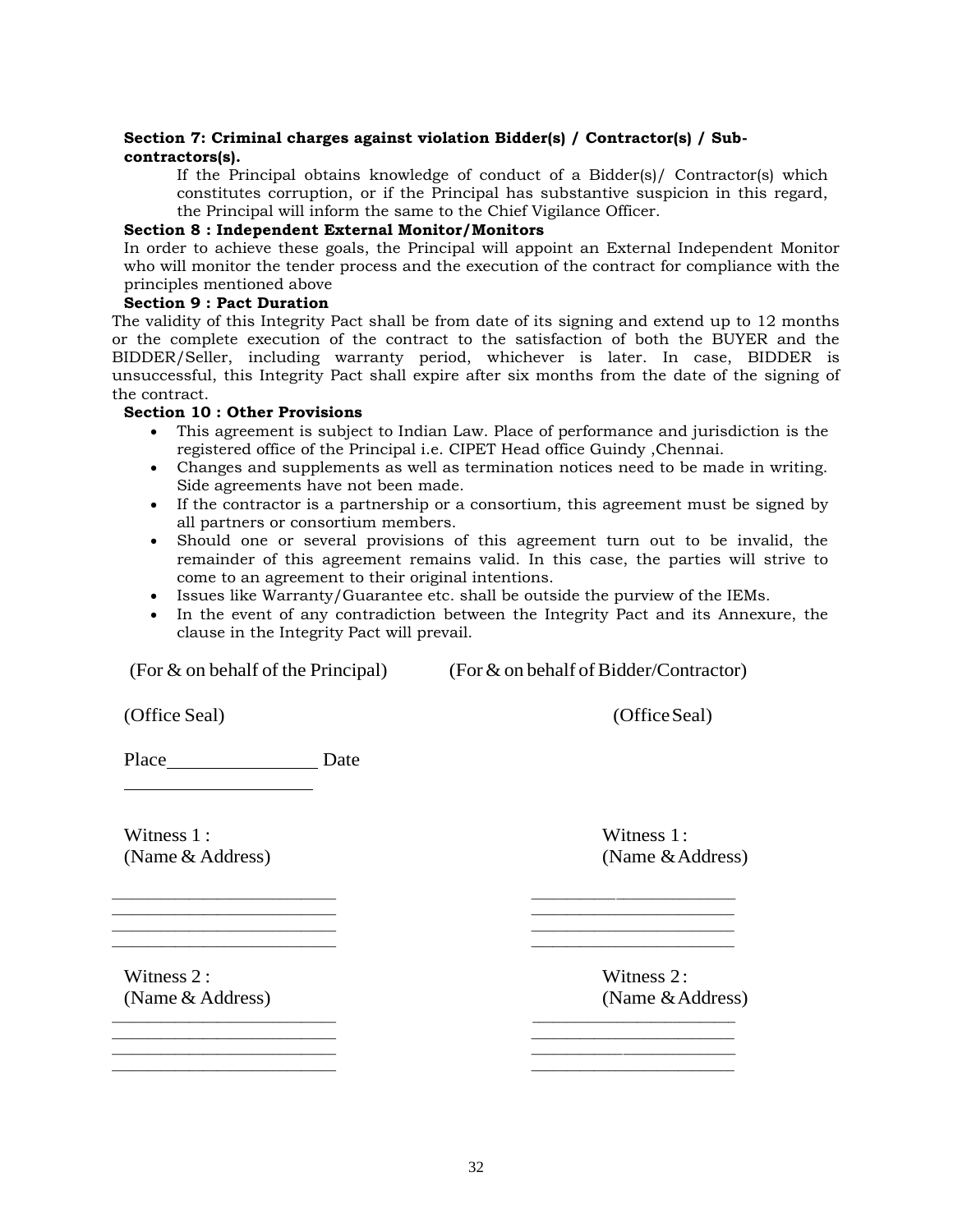**Section 7: Criminal charges against violation Bidder(s) / Contractor(s) / Sub-contractors(s).**

If the Principal obtains knowledge of conduct of a Bidder(s)/ Contractor(s) which constitutes corruption, or if the Principal has substantive suspicion in this regard, the Principal will inform the same to the Chief Vigilance Officer.

**Section 8 : Independent External Monitor/Monitors**

In order to achieve these goals, the Principal will appoint an External Independent Monitor who will monitor the tender process and the execution of the contract for compliance with the principles mentioned above

**Section 9 : Pact Duration**

The validity of this Integrity Pact shall be from date of its signing and extend up to 12 months or the complete execution of the contract to the satisfaction of both the BUYER and the BIDDER/Seller, including warranty period, whichever is later. In case, BIDDER is unsuccessful, this Integrity Pact shall expire after six months from the date of the signing of the contract.

**Section 10 : Other Provisions**

- This agreement is subject to Indian Law. Place of performance and jurisdiction is the registered office of the Principal i.e. CIPET Head office Guindy ,Chennai.
- Changes and supplements as well as termination notices need to be made in writing. Side agreements have not been made.
- If the contractor is a partnership or a consortium, this agreement must be signed by all partners or consortium members.
- Should one or several provisions of this agreement turn out to be invalid, the remainder of this agreement remains valid. In this case, the parties will strive to come to an agreement to their original intentions.
- Issues like Warranty/Guarantee etc. shall be outside the purview of the IEMs.
- In the event of any contradiction between the Integrity Pact and its Annexure, the clause in the Integrity Pact will prevail.

(For & on behalf of the Principal) (For & on behalf of Bidder/Contractor)

(Office Seal) (Office Seal)

Place________________ Date ____________________

| Witness 1 : (Name & Address) | Witness 1 : (Name & Address) |
|---|---|
| ________________________ | ________________________ |
| ________________________ | ________________________ |
| ________________________ | ________________________ |
| ________________________ | ________________________ |

| Witness 2 : (Name & Address) | Witness 2 : (Name & Address) |
|---|---|
| ________________________ | ________________________ |
| ________________________ | ________________________ |
| ________________________ | ________________________ |
| ________________________ | ________________________ |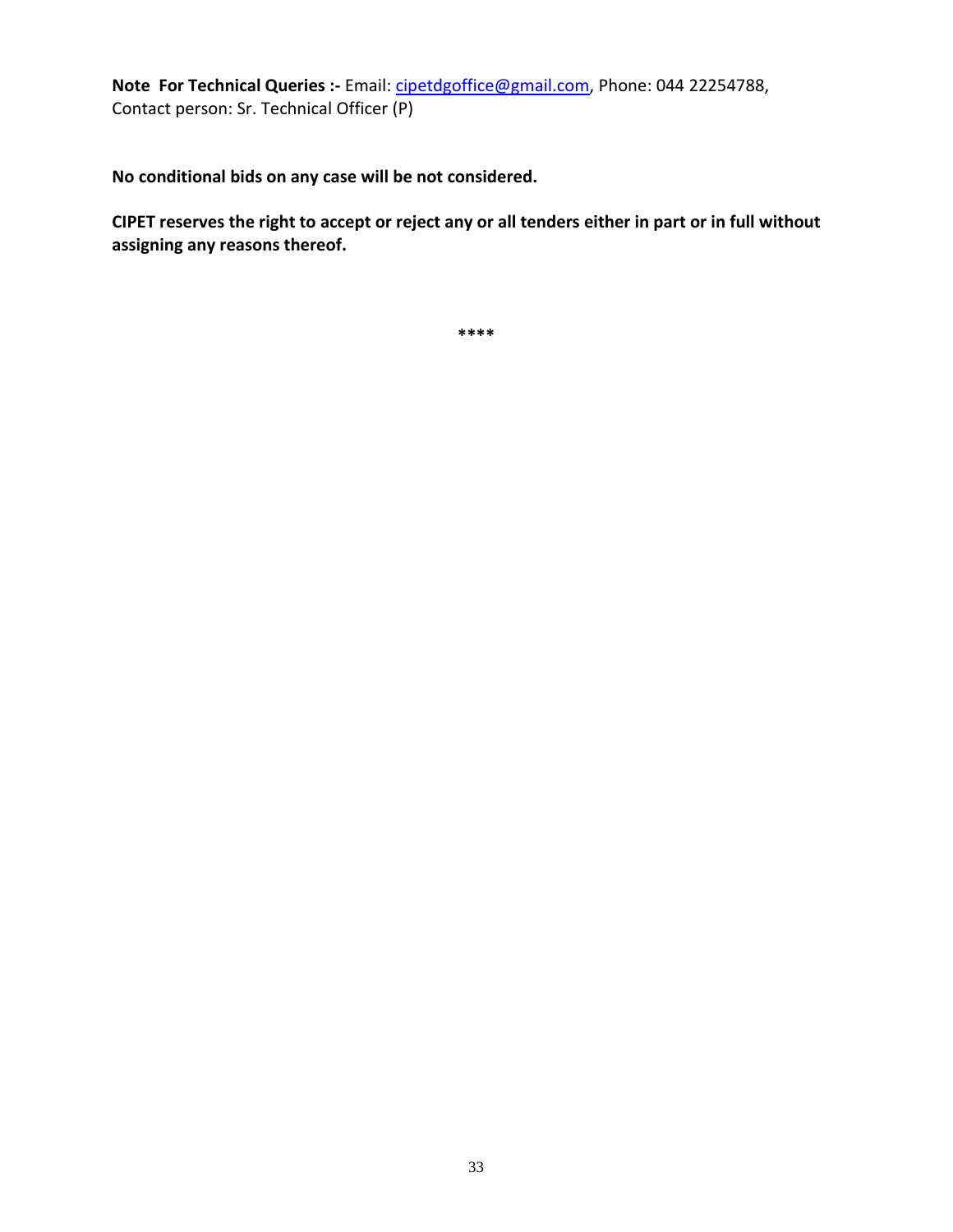**Note For Technical Queries :-** Email: cipetdgoffice@gmail.com, Phone: 044 22254788, Contact person: Sr. Technical Officer (P)

**No conditional bids on any case will be not considered.**

**CIPET reserves the right to accept or reject any or all tenders either in part or in full without assigning any reasons thereof.**

****